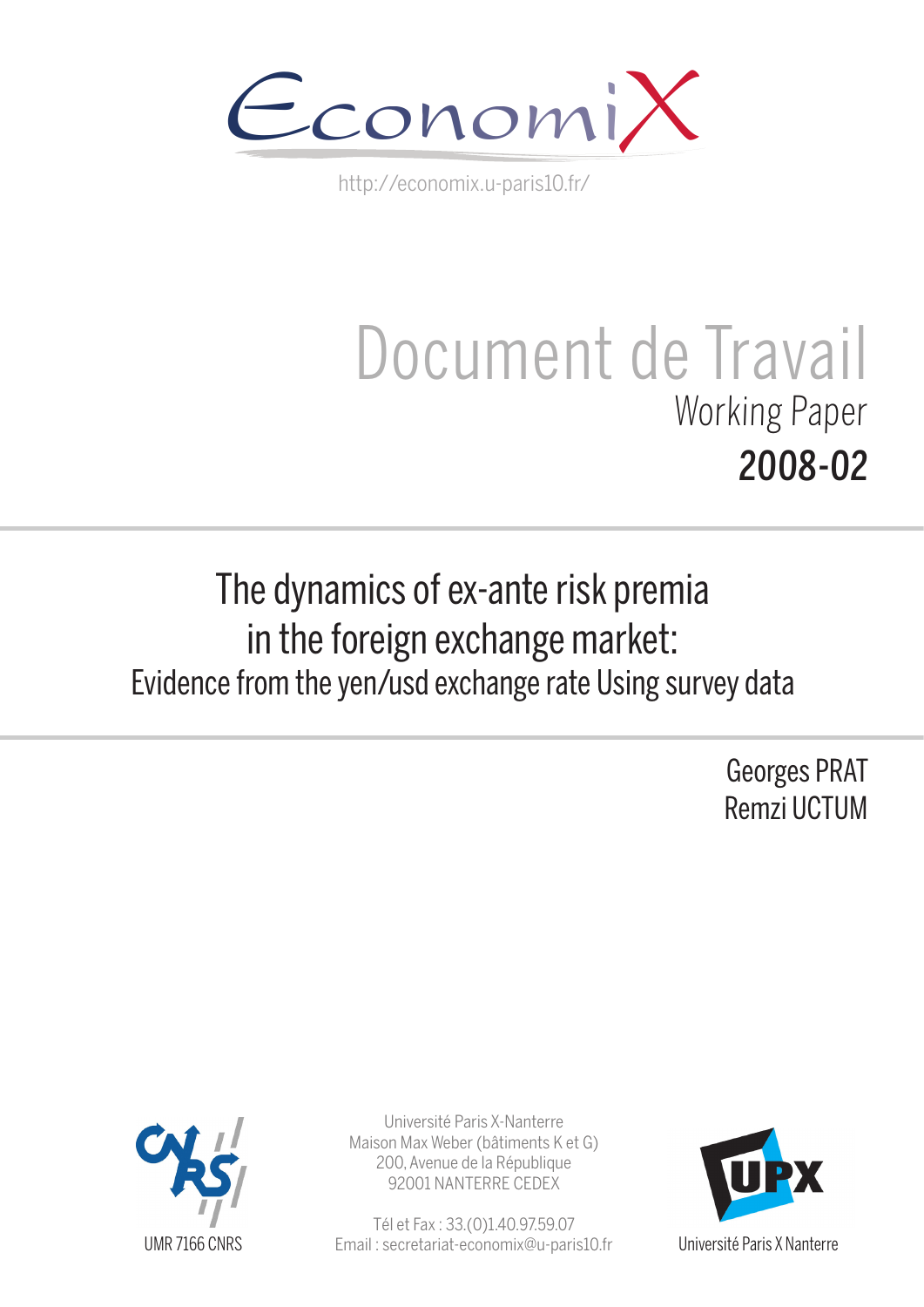EconomiX

http://economix.u-paris10.fr/

# Document de Travail

Working Paper

**2008-02**

# The dynamics of ex-ante risk premia in the foreign exchange market:

## Evidence from the yen/usd exchange rate Using survey data

Georges PRAT

Remzi UCTUM

UMR 7166 CNRS

Université Paris X-Nanterre
Maison Max Weber (bâtiments K et G)
200, Avenue de la République
92001 NANTERRE CEDEX

Tél et Fax : 33.(0)1.40.97.59.07
Email : secretariat-economix@u-paris10.fr

Université Paris X Nanterre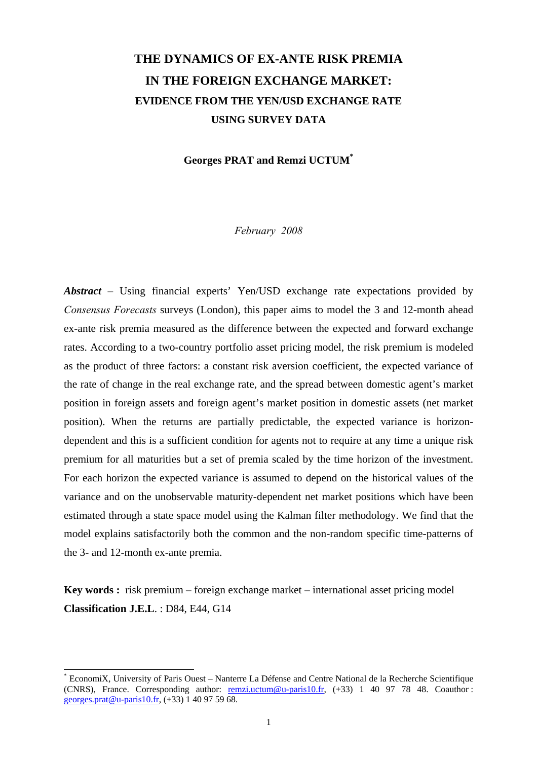# THE DYNAMICS OF EX-ANTE RISK PREMIA IN THE FOREIGN EXCHANGE MARKET:

## EVIDENCE FROM THE YEN/USD EXCHANGE RATE USING SURVEY DATA

**Georges PRAT and Remzi UCTUM**[*]

*February 2008*

***Abstract*** – Using financial experts' Yen/USD exchange rate expectations provided by *Consensus Forecasts* surveys (London), this paper aims to model the 3 and 12-month ahead ex-ante risk premia measured as the difference between the expected and forward exchange rates. According to a two-country portfolio asset pricing model, the risk premium is modeled as the product of three factors: a constant risk aversion coefficient, the expected variance of the rate of change in the real exchange rate, and the spread between domestic agent's market position in foreign assets and foreign agent's market position in domestic assets (net market position). When the returns are partially predictable, the expected variance is horizon-dependent and this is a sufficient condition for agents not to require at any time a unique risk premium for all maturities but a set of premia scaled by the time horizon of the investment. For each horizon the expected variance is assumed to depend on the historical values of the variance and on the unobservable maturity-dependent net market positions which have been estimated through a state space model using the Kalman filter methodology. We find that the model explains satisfactorily both the common and the non-random specific time-patterns of the 3- and 12-month ex-ante premia.

**Key words :** risk premium – foreign exchange market – international asset pricing model
**Classification J.E.L**. : D84, E44, G14

---

[*] EconomiX, University of Paris Ouest – Nanterre La Défense and Centre National de la Recherche Scientifique (CNRS), France. Corresponding author: remzi.uctum@u-paris10.fr, (+33) 1 40 97 78 48. Coauthor : georges.prat@u-paris10.fr, (+33) 1 40 97 59 68.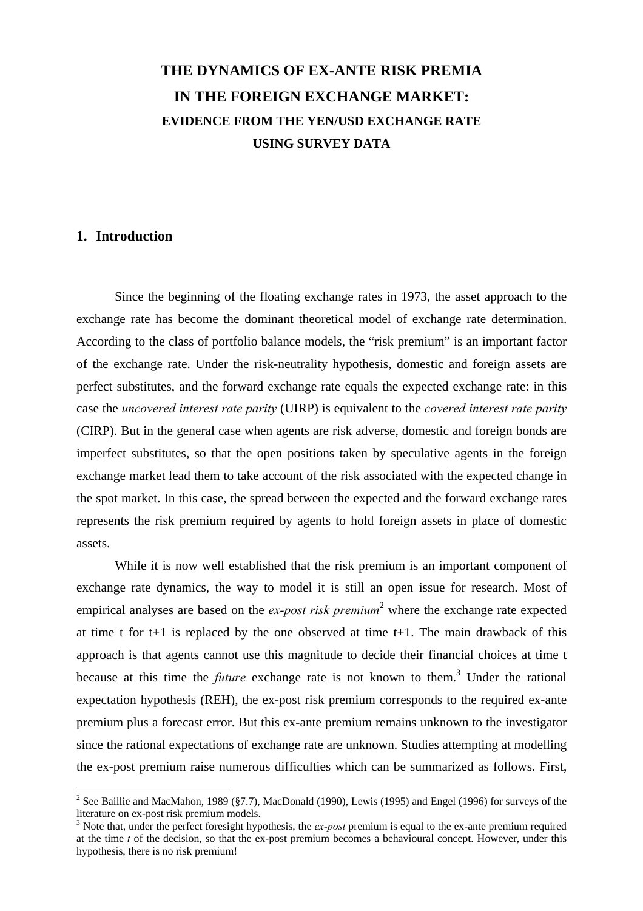# THE DYNAMICS OF EX-ANTE RISK PREMIA IN THE FOREIGN EXCHANGE MARKET:

## EVIDENCE FROM THE YEN/USD EXCHANGE RATE USING SURVEY DATA

## 1. Introduction

Since the beginning of the floating exchange rates in 1973, the asset approach to the exchange rate has become the dominant theoretical model of exchange rate determination. According to the class of portfolio balance models, the "risk premium" is an important factor of the exchange rate. Under the risk-neutrality hypothesis, domestic and foreign assets are perfect substitutes, and the forward exchange rate equals the expected exchange rate: in this case the *uncovered interest rate parity* (UIRP) is equivalent to the *covered interest rate parity* (CIRP). But in the general case when agents are risk adverse, domestic and foreign bonds are imperfect substitutes, so that the open positions taken by speculative agents in the foreign exchange market lead them to take account of the risk associated with the expected change in the spot market. In this case, the spread between the expected and the forward exchange rates represents the risk premium required by agents to hold foreign assets in place of domestic assets.

While it is now well established that the risk premium is an important component of exchange rate dynamics, the way to model it is still an open issue for research. Most of empirical analyses are based on the *ex-post risk premium*[2] where the exchange rate expected at time t for t+1 is replaced by the one observed at time t+1. The main drawback of this approach is that agents cannot use this magnitude to decide their financial choices at time t because at this time the *future* exchange rate is not known to them.[3] Under the rational expectation hypothesis (REH), the ex-post risk premium corresponds to the required ex-ante premium plus a forecast error. But this ex-ante premium remains unknown to the investigator since the rational expectations of exchange rate are unknown. Studies attempting at modelling the ex-post premium raise numerous difficulties which can be summarized as follows. First,

[2] See Baillie and MacMahon, 1989 (§7.7), MacDonald (1990), Lewis (1995) and Engel (1996) for surveys of the literature on ex-post risk premium models.

[3] Note that, under the perfect foresight hypothesis, the *ex-post* premium is equal to the ex-ante premium required at the time *t* of the decision, so that the ex-post premium becomes a behavioural concept. However, under this hypothesis, there is no risk premium!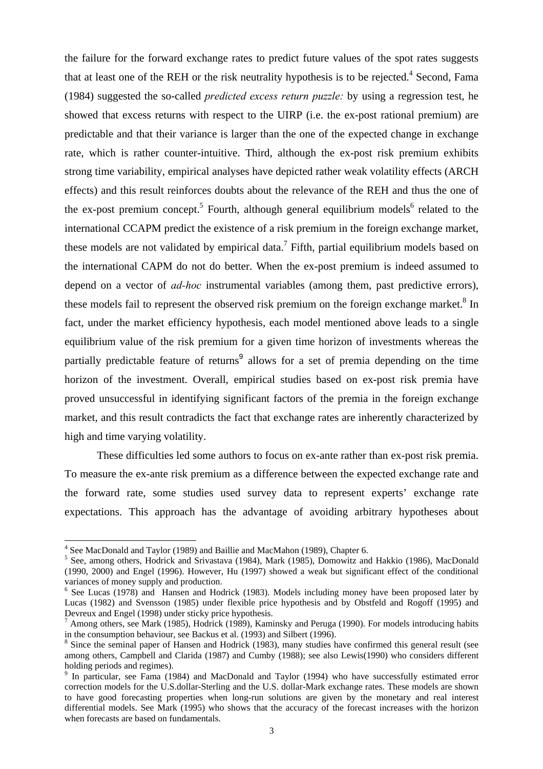the failure for the forward exchange rates to predict future values of the spot rates suggests that at least one of the REH or the risk neutrality hypothesis is to be rejected.[4] Second, Fama (1984) suggested the so-called *predicted excess return puzzle:* by using a regression test, he showed that excess returns with respect to the UIRP (i.e. the ex-post rational premium) are predictable and that their variance is larger than the one of the expected change in exchange rate, which is rather counter-intuitive. Third, although the ex-post risk premium exhibits strong time variability, empirical analyses have depicted rather weak volatility effects (ARCH effects) and this result reinforces doubts about the relevance of the REH and thus the one of the ex-post premium concept.[5] Fourth, although general equilibrium models[6] related to the international CCAPM predict the existence of a risk premium in the foreign exchange market, these models are not validated by empirical data.[7] Fifth, partial equilibrium models based on the international CAPM do not do better. When the ex-post premium is indeed assumed to depend on a vector of *ad-hoc* instrumental variables (among them, past predictive errors), these models fail to represent the observed risk premium on the foreign exchange market.[8] In fact, under the market efficiency hypothesis, each model mentioned above leads to a single equilibrium value of the risk premium for a given time horizon of investments whereas the partially predictable feature of returns[9] allows for a set of premia depending on the time horizon of the investment. Overall, empirical studies based on ex-post risk premia have proved unsuccessful in identifying significant factors of the premia in the foreign exchange market, and this result contradicts the fact that exchange rates are inherently characterized by high and time varying volatility.

These difficulties led some authors to focus on ex-ante rather than ex-post risk premia. To measure the ex-ante risk premium as a difference between the expected exchange rate and the forward rate, some studies used survey data to represent experts' exchange rate expectations. This approach has the advantage of avoiding arbitrary hypotheses about

---

[4] See MacDonald and Taylor (1989) and Baillie and MacMahon (1989), Chapter 6.

[5] See, among others, Hodrick and Srivastava (1984), Mark (1985), Domowitz and Hakkio (1986), MacDonald (1990, 2000) and Engel (1996). However, Hu (1997) showed a weak but significant effect of the conditional variances of money supply and production.

[6] See Lucas (1978) and Hansen and Hodrick (1983). Models including money have been proposed later by Lucas (1982) and Svensson (1985) under flexible price hypothesis and by Obstfeld and Rogoff (1995) and Devreux and Engel (1998) under sticky price hypothesis.

[7] Among others, see Mark (1985), Hodrick (1989), Kaminsky and Peruga (1990). For models introducing habits in the consumption behaviour, see Backus et al. (1993) and Silbert (1996).

[8] Since the seminal paper of Hansen and Hodrick (1983), many studies have confirmed this general result (see among others, Campbell and Clarida (1987) and Cumby (1988); see also Lewis(1990) who considers different holding periods and regimes).

[9] In particular, see Fama (1984) and MacDonald and Taylor (1994) who have successfully estimated error correction models for the U.S.dollar-Sterling and the U.S. dollar-Mark exchange rates. These models are shown to have good forecasting properties when long-run solutions are given by the monetary and real interest differential models. See Mark (1995) who shows that the accuracy of the forecast increases with the horizon when forecasts are based on fundamentals.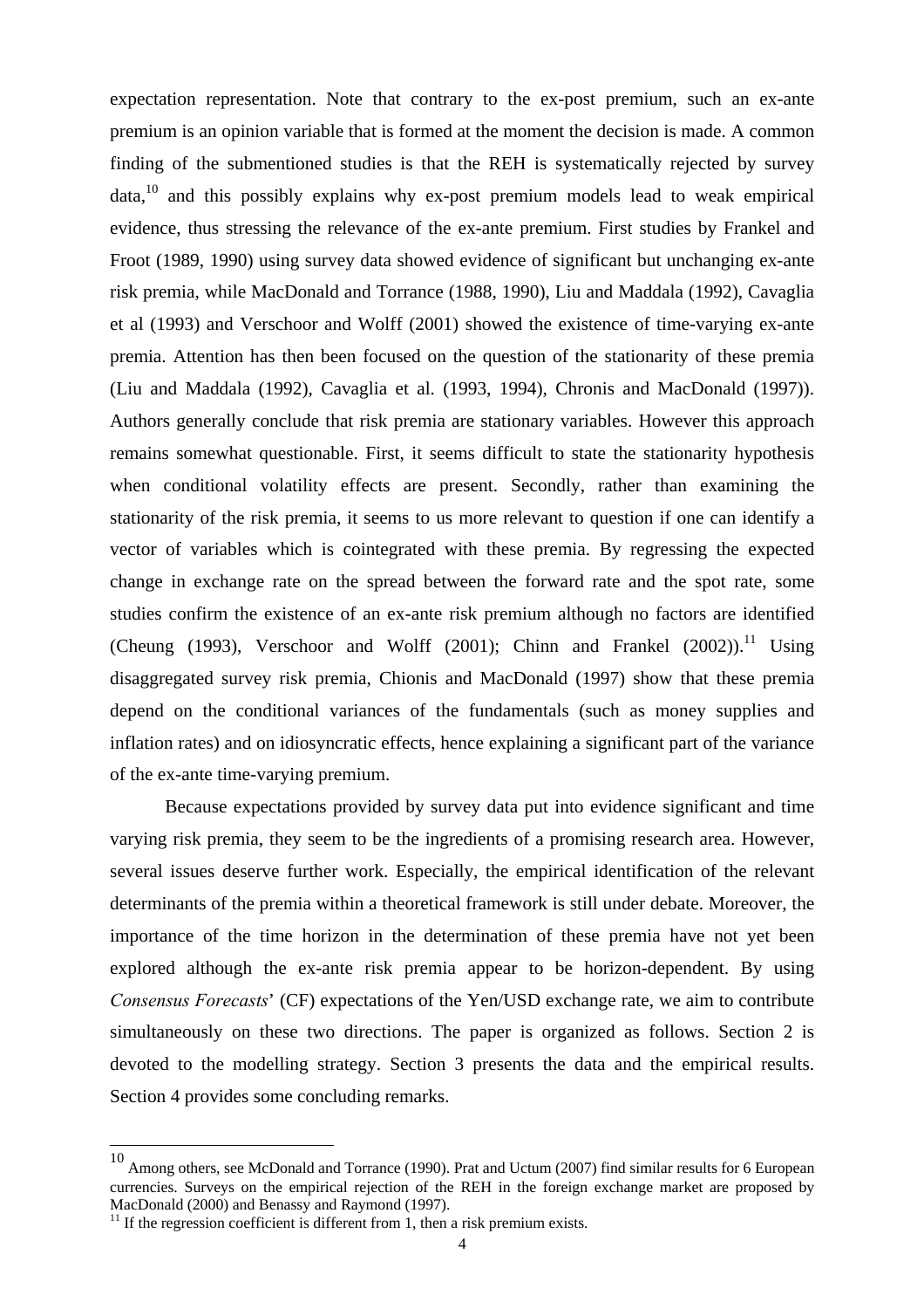expectation representation. Note that contrary to the ex-post premium, such an ex-ante premium is an opinion variable that is formed at the moment the decision is made. A common finding of the submentioned studies is that the REH is systematically rejected by survey data,[10] and this possibly explains why ex-post premium models lead to weak empirical evidence, thus stressing the relevance of the ex-ante premium. First studies by Frankel and Froot (1989, 1990) using survey data showed evidence of significant but unchanging ex-ante risk premia, while MacDonald and Torrance (1988, 1990), Liu and Maddala (1992), Cavaglia et al (1993) and Verschoor and Wolff (2001) showed the existence of time-varying ex-ante premia. Attention has then been focused on the question of the stationarity of these premia (Liu and Maddala (1992), Cavaglia et al. (1993, 1994), Chronis and MacDonald (1997)). Authors generally conclude that risk premia are stationary variables. However this approach remains somewhat questionable. First, it seems difficult to state the stationarity hypothesis when conditional volatility effects are present. Secondly, rather than examining the stationarity of the risk premia, it seems to us more relevant to question if one can identify a vector of variables which is cointegrated with these premia. By regressing the expected change in exchange rate on the spread between the forward rate and the spot rate, some studies confirm the existence of an ex-ante risk premium although no factors are identified (Cheung (1993), Verschoor and Wolff (2001); Chinn and Frankel (2002)).[11] Using disaggregated survey risk premia, Chionis and MacDonald (1997) show that these premia depend on the conditional variances of the fundamentals (such as money supplies and inflation rates) and on idiosyncratic effects, hence explaining a significant part of the variance of the ex-ante time-varying premium.

Because expectations provided by survey data put into evidence significant and time varying risk premia, they seem to be the ingredients of a promising research area. However, several issues deserve further work. Especially, the empirical identification of the relevant determinants of the premia within a theoretical framework is still under debate. Moreover, the importance of the time horizon in the determination of these premia have not yet been explored although the ex-ante risk premia appear to be horizon-dependent. By using *Consensus Forecasts*' (CF) expectations of the Yen/USD exchange rate, we aim to contribute simultaneously on these two directions. The paper is organized as follows. Section 2 is devoted to the modelling strategy. Section 3 presents the data and the empirical results. Section 4 provides some concluding remarks.

---

[10] Among others, see McDonald and Torrance (1990). Prat and Uctum (2007) find similar results for 6 European currencies. Surveys on the empirical rejection of the REH in the foreign exchange market are proposed by MacDonald (2000) and Benassy and Raymond (1997).

[11] If the regression coefficient is different from 1, then a risk premium exists.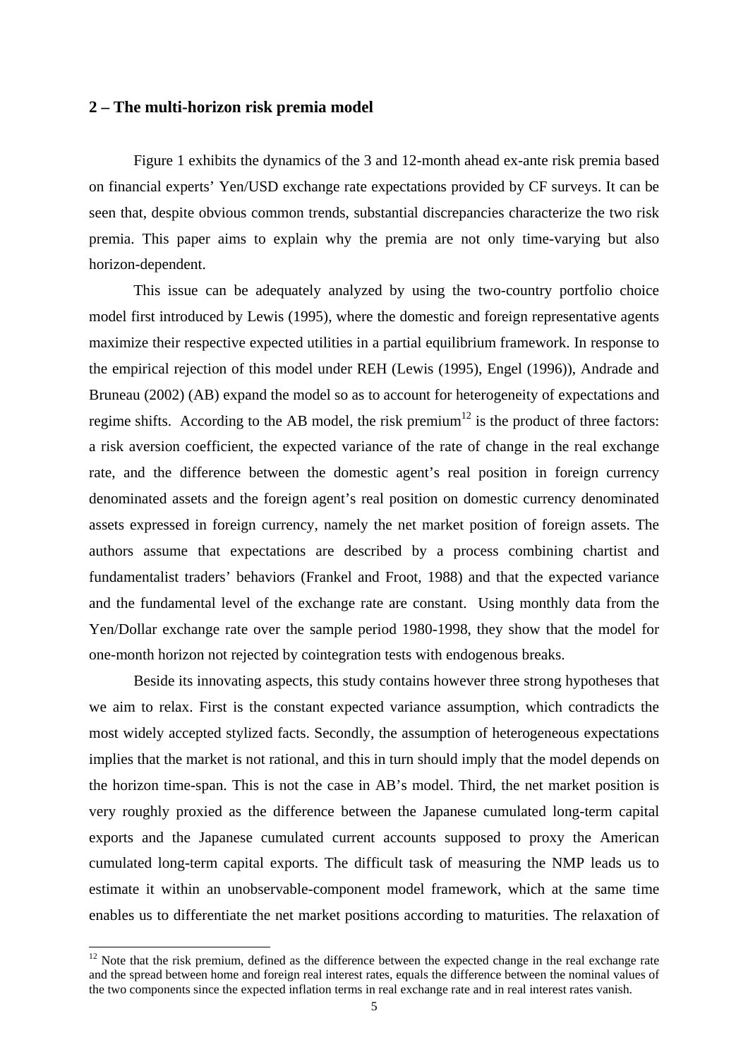## 2 – The multi-horizon risk premia model

Figure 1 exhibits the dynamics of the 3 and 12-month ahead ex-ante risk premia based on financial experts' Yen/USD exchange rate expectations provided by CF surveys. It can be seen that, despite obvious common trends, substantial discrepancies characterize the two risk premia. This paper aims to explain why the premia are not only time-varying but also horizon-dependent.

This issue can be adequately analyzed by using the two-country portfolio choice model first introduced by Lewis (1995), where the domestic and foreign representative agents maximize their respective expected utilities in a partial equilibrium framework. In response to the empirical rejection of this model under REH (Lewis (1995), Engel (1996)), Andrade and Bruneau (2002) (AB) expand the model so as to account for heterogeneity of expectations and regime shifts. According to the AB model, the risk premium[12] is the product of three factors: a risk aversion coefficient, the expected variance of the rate of change in the real exchange rate, and the difference between the domestic agent's real position in foreign currency denominated assets and the foreign agent's real position on domestic currency denominated assets expressed in foreign currency, namely the net market position of foreign assets. The authors assume that expectations are described by a process combining chartist and fundamentalist traders' behaviors (Frankel and Froot, 1988) and that the expected variance and the fundamental level of the exchange rate are constant. Using monthly data from the Yen/Dollar exchange rate over the sample period 1980-1998, they show that the model for one-month horizon not rejected by cointegration tests with endogenous breaks.

Beside its innovating aspects, this study contains however three strong hypotheses that we aim to relax. First is the constant expected variance assumption, which contradicts the most widely accepted stylized facts. Secondly, the assumption of heterogeneous expectations implies that the market is not rational, and this in turn should imply that the model depends on the horizon time-span. This is not the case in AB's model. Third, the net market position is very roughly proxied as the difference between the Japanese cumulated long-term capital exports and the Japanese cumulated current accounts supposed to proxy the American cumulated long-term capital exports. The difficult task of measuring the NMP leads us to estimate it within an unobservable-component model framework, which at the same time enables us to differentiate the net market positions according to maturities. The relaxation of

[12] Note that the risk premium, defined as the difference between the expected change in the real exchange rate and the spread between home and foreign real interest rates, equals the difference between the nominal values of the two components since the expected inflation terms in real exchange rate and in real interest rates vanish.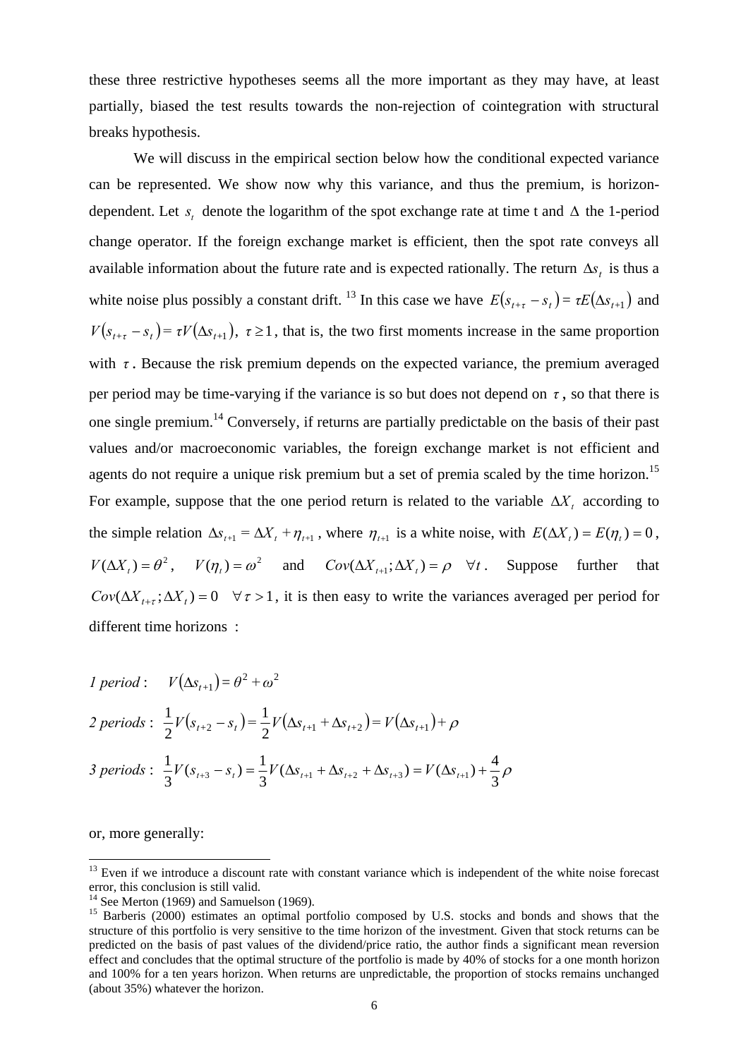these three restrictive hypotheses seems all the more important as they may have, at least partially, biased the test results towards the non-rejection of cointegration with structural breaks hypothesis.

We will discuss in the empirical section below how the conditional expected variance can be represented. We show now why this variance, and thus the premium, is horizon-dependent. Let $s_t$ denote the logarithm of the spot exchange rate at time t and $\Delta$ the 1-period change operator. If the foreign exchange market is efficient, then the spot rate conveys all available information about the future rate and is expected rationally. The return $\Delta s_t$ is thus a white noise plus possibly a constant drift. [13] In this case we have $E(s_{t+\tau} - s_t) = \tau E(\Delta s_{t+1})$ and $V(s_{t+\tau} - s_t) = \tau V(\Delta s_{t+1})$, $\tau \geq 1$, that is, the two first moments increase in the same proportion with $\tau$. Because the risk premium depends on the expected variance, the premium averaged per period may be time-varying if the variance is so but does not depend on $\tau$, so that there is one single premium.[14] Conversely, if returns are partially predictable on the basis of their past values and/or macroeconomic variables, the foreign exchange market is not efficient and agents do not require a unique risk premium but a set of premia scaled by the time horizon.[15] For example, suppose that the one period return is related to the variable $\Delta X_t$ according to the simple relation $\Delta s_{t+1} = \Delta X_t + \eta_{t+1}$, where $\eta_{t+1}$ is a white noise, with $E(\Delta X_t) = E(\eta_t) = 0$, $V(\Delta X_t) = \theta^2$, $V(\eta_t) = \omega^2$ and $Cov(\Delta X_{t+1}; \Delta X_t) = \rho \quad \forall t$. Suppose further that $Cov(\Delta X_{t+\tau}; \Delta X_t) = 0 \quad \forall \tau > 1$, it is then easy to write the variances averaged per period for different time horizons :

*1 period* : $V(\Delta s_{t+1}) = \theta^2 + \omega^2$

*2 periods* : $\frac{1}{2} V(s_{t+2} - s_t) = \frac{1}{2} V(\Delta s_{t+1} + \Delta s_{t+2}) = V(\Delta s_{t+1}) + \rho$

*3 periods* : $\frac{1}{3} V(s_{t+3} - s_t) = \frac{1}{3} V(\Delta s_{t+1} + \Delta s_{t+2} + \Delta s_{t+3}) = V(\Delta s_{t+1}) + \frac{4}{3}\rho$

or, more generally:

---

[13] Even if we introduce a discount rate with constant variance which is independent of the white noise forecast error, this conclusion is still valid.

[14] See Merton (1969) and Samuelson (1969).

[15] Barberis (2000) estimates an optimal portfolio composed by U.S. stocks and bonds and shows that the structure of this portfolio is very sensitive to the time horizon of the investment. Given that stock returns can be predicted on the basis of past values of the dividend/price ratio, the author finds a significant mean reversion effect and concludes that the optimal structure of the portfolio is made by 40% of stocks for a one month horizon and 100% for a ten years horizon. When returns are unpredictable, the proportion of stocks remains unchanged (about 35%) whatever the horizon.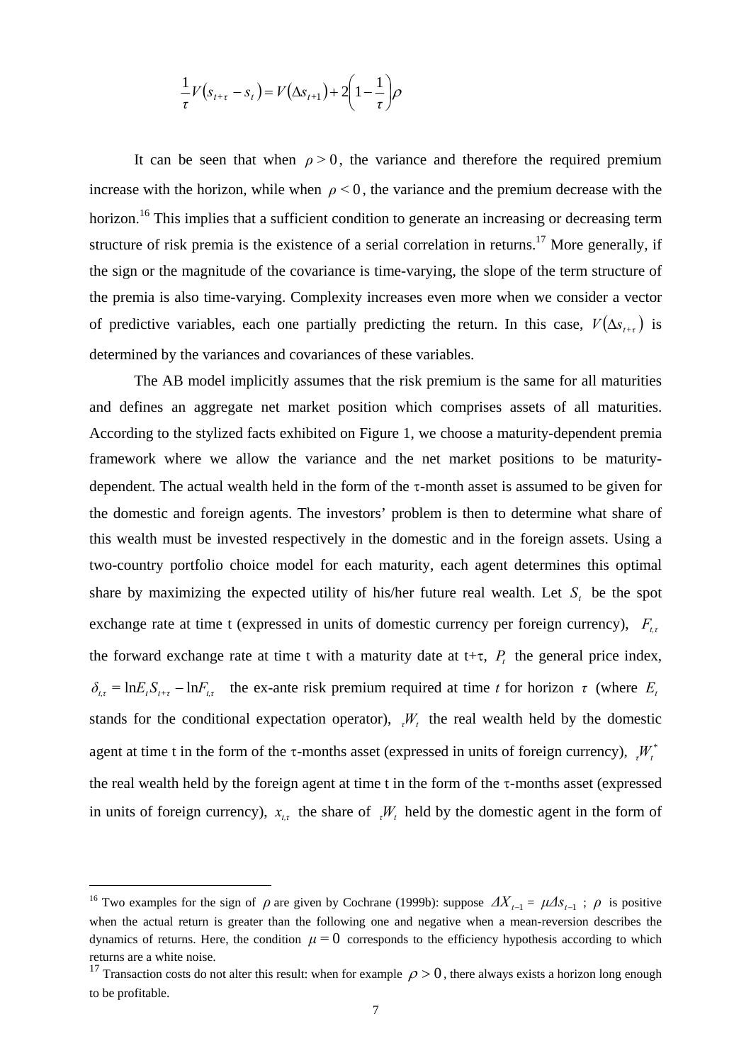$$\frac{1}{\tau}V\left(s_{t+\tau}-s_t\right)=V\left(\Delta s_{t+1}\right)+2\left(1-\frac{1}{\tau}\right)\rho$$

It can be seen that when $\rho > 0$, the variance and therefore the required premium increase with the horizon, while when $\rho < 0$, the variance and the premium decrease with the horizon.[16] This implies that a sufficient condition to generate an increasing or decreasing term structure of risk premia is the existence of a serial correlation in returns.[17] More generally, if the sign or the magnitude of the covariance is time-varying, the slope of the term structure of the premia is also time-varying. Complexity increases even more when we consider a vector of predictive variables, each one partially predicting the return. In this case, $V\left(\Delta s_{t+\tau}\right)$ is determined by the variances and covariances of these variables.

The AB model implicitly assumes that the risk premium is the same for all maturities and defines an aggregate net market position which comprises assets of all maturities. According to the stylized facts exhibited on Figure 1, we choose a maturity-dependent premia framework where we allow the variance and the net market positions to be maturity-dependent. The actual wealth held in the form of the τ-month asset is assumed to be given for the domestic and foreign agents. The investors' problem is then to determine what share of this wealth must be invested respectively in the domestic and in the foreign assets. Using a two-country portfolio choice model for each maturity, each agent determines this optimal share by maximizing the expected utility of his/her future real wealth. Let $S_t$ be the spot exchange rate at time t (expressed in units of domestic currency per foreign currency), $F_{t,\tau}$ the forward exchange rate at time t with a maturity date at t+τ, $P_t$ the general price index, $\delta_{t,\tau} = \ln E_t S_{t+\tau} - \ln F_{t,\tau}$ the ex-ante risk premium required at time *t* for horizon $\tau$ (where $E_t$ stands for the conditional expectation operator), ${}_\tau W_t$ the real wealth held by the domestic agent at time t in the form of the τ-months asset (expressed in units of foreign currency), ${}_\tau W_t^*$ the real wealth held by the foreign agent at time t in the form of the τ-months asset (expressed in units of foreign currency), $x_{t,\tau}$ the share of ${}_\tau W_t$ held by the domestic agent in the form of

---

[16] Two examples for the sign of $\rho$ are given by Cochrane (1999b): suppose $\Delta X_{t-1} = \mu \Delta s_{t-1}$ ; $\rho$ is positive when the actual return is greater than the following one and negative when a mean-reversion describes the dynamics of returns. Here, the condition $\mu = 0$ corresponds to the efficiency hypothesis according to which returns are a white noise.

[17] Transaction costs do not alter this result: when for example $\rho > 0$, there always exists a horizon long enough to be profitable.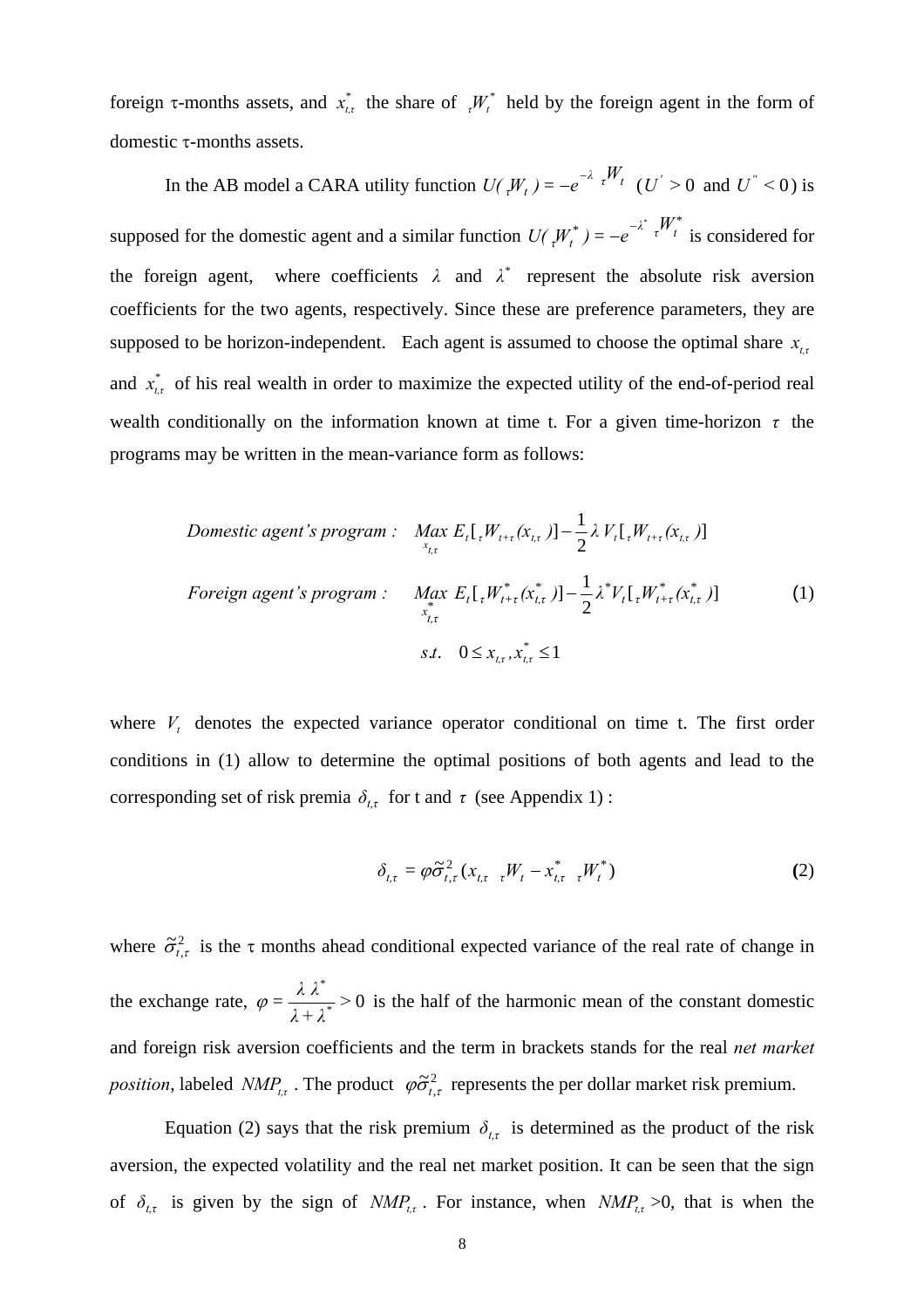foreign τ-months assets, and $x^*_{t,\tau}$ the share of ${}_\tau W^*_t$ held by the foreign agent in the form of domestic τ-months assets.

In the AB model a CARA utility function $U({}_\tau W_t) = -e^{-\lambda \, {}_\tau W_t}$ ($U' > 0$ and $U'' < 0$) is supposed for the domestic agent and a similar function $U({}_\tau W^*_t) = -e^{-\lambda^* \, {}_\tau W^*_t}$ is considered for the foreign agent, where coefficients $\lambda$ and $\lambda^*$ represent the absolute risk aversion coefficients for the two agents, respectively. Since these are preference parameters, they are supposed to be horizon-independent. Each agent is assumed to choose the optimal share $x_{t,\tau}$ and $x^*_{t,\tau}$ of his real wealth in order to maximize the expected utility of the end-of-period real wealth conditionally on the information known at time t. For a given time-horizon $\tau$ the programs may be written in the mean-variance form as follows:

$$\begin{aligned}
&\textit{Domestic agent's program :} \quad \underset{x_{t,\tau}}{Max}\; E_t[{}_\tau W_{t+\tau}(x_{t,\tau})] - \frac{1}{2}\lambda\, V_t[{}_\tau W_{t+\tau}(x_{t,\tau})] \\
&\textit{Foreign agent's program :} \quad \underset{x^*_{t,\tau}}{Max}\; E_t[{}_\tau W^*_{t+\tau}(x^*_{t,\tau})] - \frac{1}{2}\lambda^* V_t[{}_\tau W^*_{t+\tau}(x^*_{t,\tau})] \qquad (1) \\
&\qquad\qquad\qquad\qquad\qquad s.t. \quad 0 \le x_{t,\tau}, x^*_{t,\tau} \le 1
\end{aligned}$$

where $V_t$ denotes the expected variance operator conditional on time t. The first order conditions in (1) allow to determine the optimal positions of both agents and lead to the corresponding set of risk premia $\delta_{t,\tau}$ for t and $\tau$ (see Appendix 1) :

$$\delta_{t,\tau} = \varphi \tilde{\sigma}^2_{t,\tau}(x_{t,\tau} \;\; {}_\tau W_t - x^*_{t,\tau} \;\; {}_\tau W^*_t) \qquad (2)$$

where $\tilde{\sigma}^2_{t,\tau}$ is the τ months ahead conditional expected variance of the real rate of change in the exchange rate, $\varphi = \dfrac{\lambda \, \lambda^*}{\lambda + \lambda^*} > 0$ is the half of the harmonic mean of the constant domestic and foreign risk aversion coefficients and the term in brackets stands for the real *net market position*, labeled $NMP_{t,\tau}$. The product $\varphi \tilde{\sigma}^2_{t,\tau}$ represents the per dollar market risk premium.

Equation (2) says that the risk premium $\delta_{t,\tau}$ is determined as the product of the risk aversion, the expected volatility and the real net market position. It can be seen that the sign of $\delta_{t,\tau}$ is given by the sign of $NMP_{t,\tau}$. For instance, when $NMP_{t,\tau} > 0$, that is when the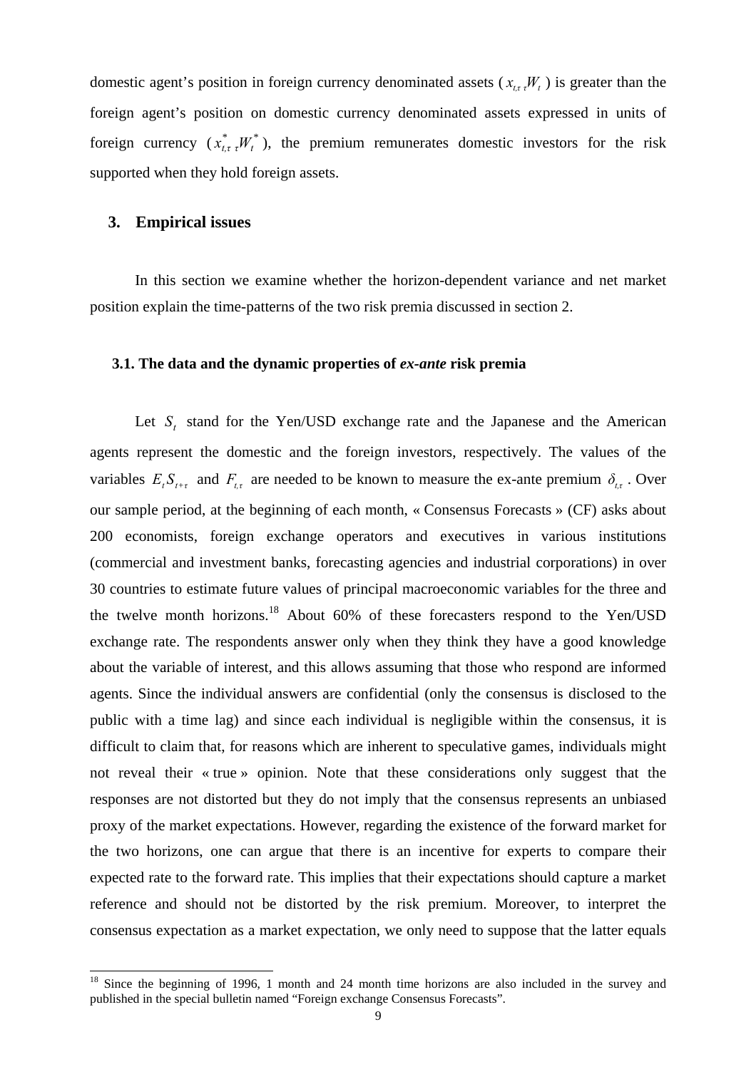domestic agent's position in foreign currency denominated assets ( $x_{t,\tau\ \tau}W_t$ ) is greater than the foreign agent's position on domestic currency denominated assets expressed in units of foreign currency ( $x^*_{t,\tau\ \tau}W^*_t$ ), the premium remunerates domestic investors for the risk supported when they hold foreign assets.

## 3. Empirical issues

In this section we examine whether the horizon-dependent variance and net market position explain the time-patterns of the two risk premia discussed in section 2.

### 3.1. The data and the dynamic properties of *ex-ante* risk premia

Let $S_t$ stand for the Yen/USD exchange rate and the Japanese and the American agents represent the domestic and the foreign investors, respectively. The values of the variables $E_t S_{t+\tau}$ and $F_{t,\tau}$ are needed to be known to measure the ex-ante premium $\delta_{t,\tau}$ . Over our sample period, at the beginning of each month, « Consensus Forecasts » (CF) asks about 200 economists, foreign exchange operators and executives in various institutions (commercial and investment banks, forecasting agencies and industrial corporations) in over 30 countries to estimate future values of principal macroeconomic variables for the three and the twelve month horizons.[18] About 60% of these forecasters respond to the Yen/USD exchange rate. The respondents answer only when they think they have a good knowledge about the variable of interest, and this allows assuming that those who respond are informed agents. Since the individual answers are confidential (only the consensus is disclosed to the public with a time lag) and since each individual is negligible within the consensus, it is difficult to claim that, for reasons which are inherent to speculative games, individuals might not reveal their « true » opinion. Note that these considerations only suggest that the responses are not distorted but they do not imply that the consensus represents an unbiased proxy of the market expectations. However, regarding the existence of the forward market for the two horizons, one can argue that there is an incentive for experts to compare their expected rate to the forward rate. This implies that their expectations should capture a market reference and should not be distorted by the risk premium. Moreover, to interpret the consensus expectation as a market expectation, we only need to suppose that the latter equals

[18] Since the beginning of 1996, 1 month and 24 month time horizons are also included in the survey and published in the special bulletin named "Foreign exchange Consensus Forecasts".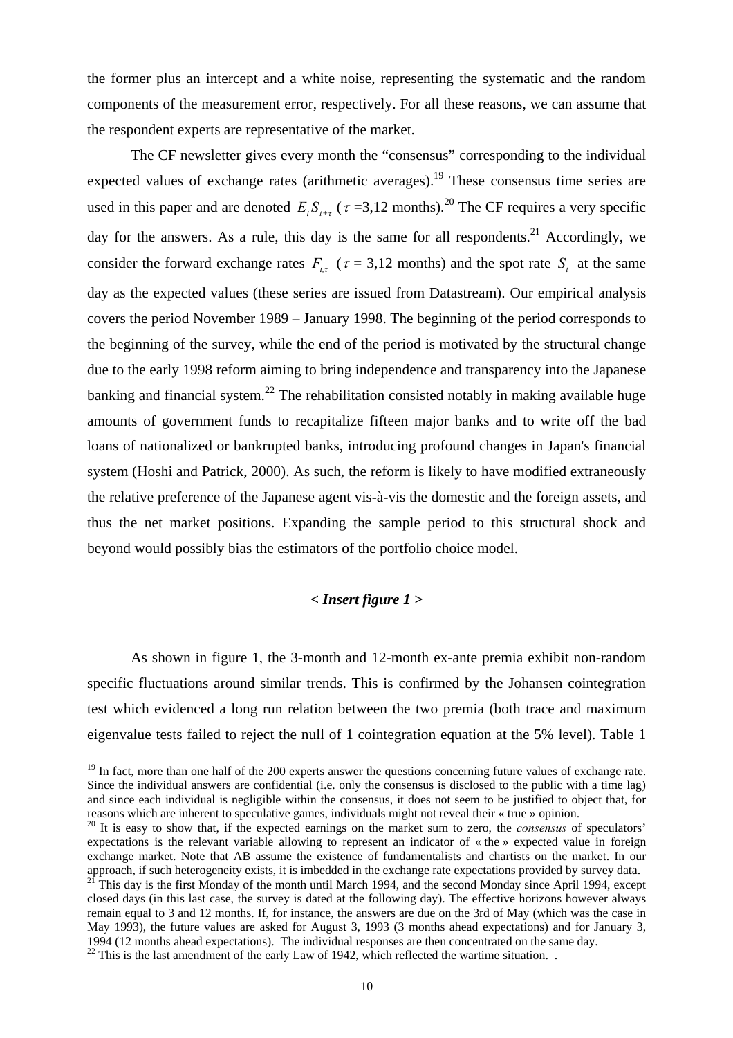the former plus an intercept and a white noise, representing the systematic and the random components of the measurement error, respectively. For all these reasons, we can assume that the respondent experts are representative of the market.

The CF newsletter gives every month the "consensus" corresponding to the individual expected values of exchange rates (arithmetic averages).[19] These consensus time series are used in this paper and are denoted $E_t S_{t+\tau}$ ($\tau$ =3,12 months).[20] The CF requires a very specific day for the answers. As a rule, this day is the same for all respondents.[21] Accordingly, we consider the forward exchange rates $F_{t,\tau}$ ($\tau$ = 3,12 months) and the spot rate $S_t$ at the same day as the expected values (these series are issued from Datastream). Our empirical analysis covers the period November 1989 – January 1998. The beginning of the period corresponds to the beginning of the survey, while the end of the period is motivated by the structural change due to the early 1998 reform aiming to bring independence and transparency into the Japanese banking and financial system.[22] The rehabilitation consisted notably in making available huge amounts of government funds to recapitalize fifteen major banks and to write off the bad loans of nationalized or bankrupted banks, introducing profound changes in Japan's financial system (Hoshi and Patrick, 2000). As such, the reform is likely to have modified extraneously the relative preference of the Japanese agent vis-à-vis the domestic and the foreign assets, and thus the net market positions. Expanding the sample period to this structural shock and beyond would possibly bias the estimators of the portfolio choice model.

***< Insert figure 1 >***

As shown in figure 1, the 3-month and 12-month ex-ante premia exhibit non-random specific fluctuations around similar trends. This is confirmed by the Johansen cointegration test which evidenced a long run relation between the two premia (both trace and maximum eigenvalue tests failed to reject the null of 1 cointegration equation at the 5% level). Table 1

---

[19] In fact, more than one half of the 200 experts answer the questions concerning future values of exchange rate. Since the individual answers are confidential (i.e. only the consensus is disclosed to the public with a time lag) and since each individual is negligible within the consensus, it does not seem to be justified to object that, for reasons which are inherent to speculative games, individuals might not reveal their « true » opinion.

[20] It is easy to show that, if the expected earnings on the market sum to zero, the *consensus* of speculators' expectations is the relevant variable allowing to represent an indicator of « the » expected value in foreign exchange market. Note that AB assume the existence of fundamentalists and chartists on the market. In our approach, if such heterogeneity exists, it is imbedded in the exchange rate expectations provided by survey data.

[21] This day is the first Monday of the month until March 1994, and the second Monday since April 1994, except closed days (in this last case, the survey is dated at the following day). The effective horizons however always remain equal to 3 and 12 months. If, for instance, the answers are due on the 3rd of May (which was the case in May 1993), the future values are asked for August 3, 1993 (3 months ahead expectations) and for January 3, 1994 (12 months ahead expectations). The individual responses are then concentrated on the same day.

[22] This is the last amendment of the early Law of 1942, which reflected the wartime situation. .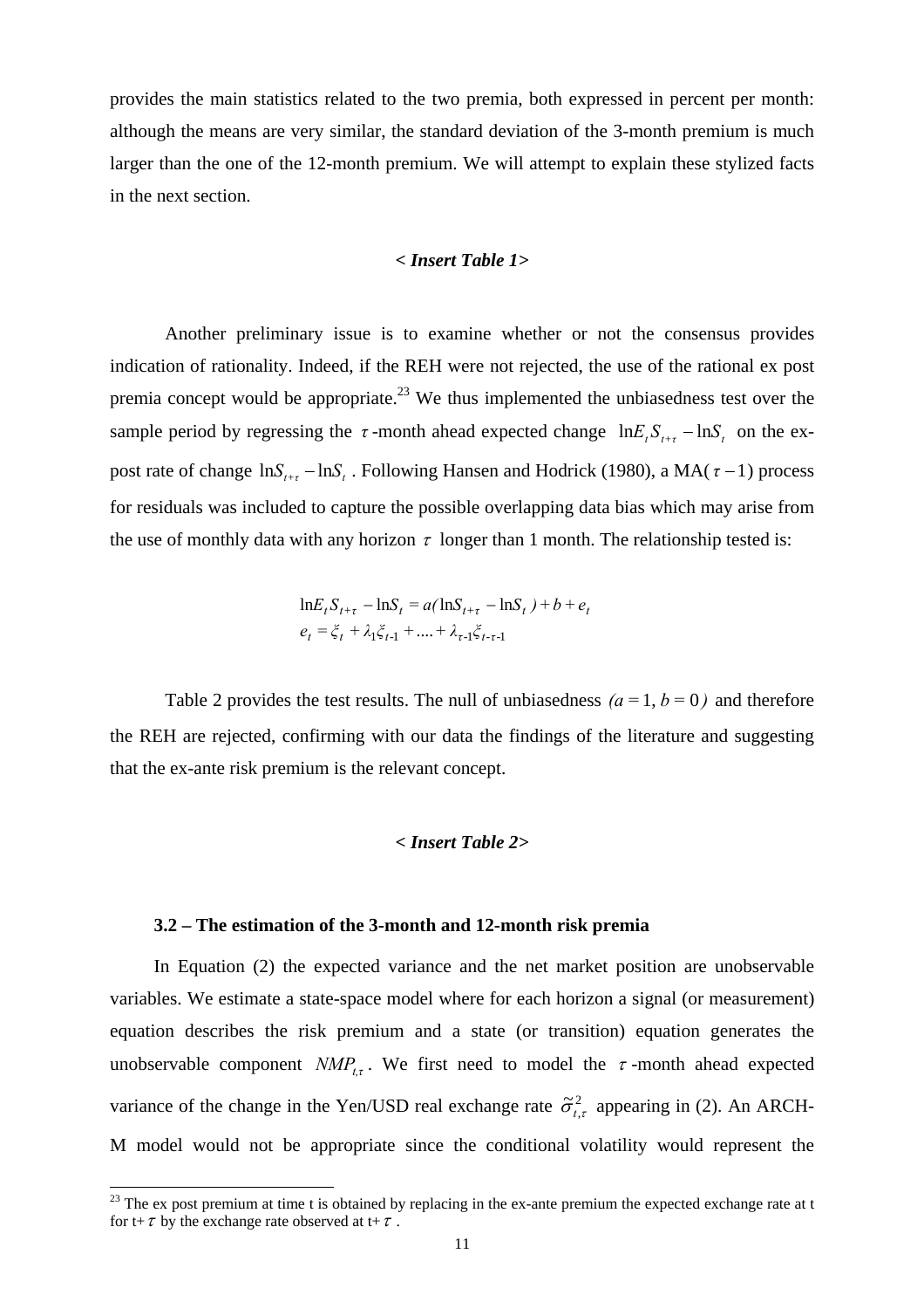provides the main statistics related to the two premia, both expressed in percent per month: although the means are very similar, the standard deviation of the 3-month premium is much larger than the one of the 12-month premium. We will attempt to explain these stylized facts in the next section.

***< Insert Table 1>***

Another preliminary issue is to examine whether or not the consensus provides indication of rationality. Indeed, if the REH were not rejected, the use of the rational ex post premia concept would be appropriate.[23] We thus implemented the unbiasedness test over the sample period by regressing the $\tau$-month ahead expected change $\ln E_t S_{t+\tau} - \ln S_t$ on the ex-post rate of change $\ln S_{t+\tau} - \ln S_t$. Following Hansen and Hodrick (1980), a MA($\tau - 1$) process for residuals was included to capture the possible overlapping data bias which may arise from the use of monthly data with any horizon $\tau$ longer than 1 month. The relationship tested is:

$$\ln E_t S_{t+\tau} - \ln S_t = a(\ln S_{t+\tau} - \ln S_t) + b + e_t$$
$$e_t = \xi_t + \lambda_1 \xi_{t-1} + .... + \lambda_{\tau-1} \xi_{t-\tau-1}$$

Table 2 provides the test results. The null of unbiasedness $(a = 1, b = 0)$ and therefore the REH are rejected, confirming with our data the findings of the literature and suggesting that the ex-ante risk premium is the relevant concept.

***< Insert Table 2>***

### 3.2 – The estimation of the 3-month and 12-month risk premia

In Equation (2) the expected variance and the net market position are unobservable variables. We estimate a state-space model where for each horizon a signal (or measurement) equation describes the risk premium and a state (or transition) equation generates the unobservable component $NMP_{t,\tau}$. We first need to model the $\tau$-month ahead expected variance of the change in the Yen/USD real exchange rate $\tilde{\sigma}^2_{t,\tau}$ appearing in (2). An ARCH-M model would not be appropriate since the conditional volatility would represent the

[23] The ex post premium at time t is obtained by replacing in the ex-ante premium the expected exchange rate at t for t+$\tau$ by the exchange rate observed at t+$\tau$.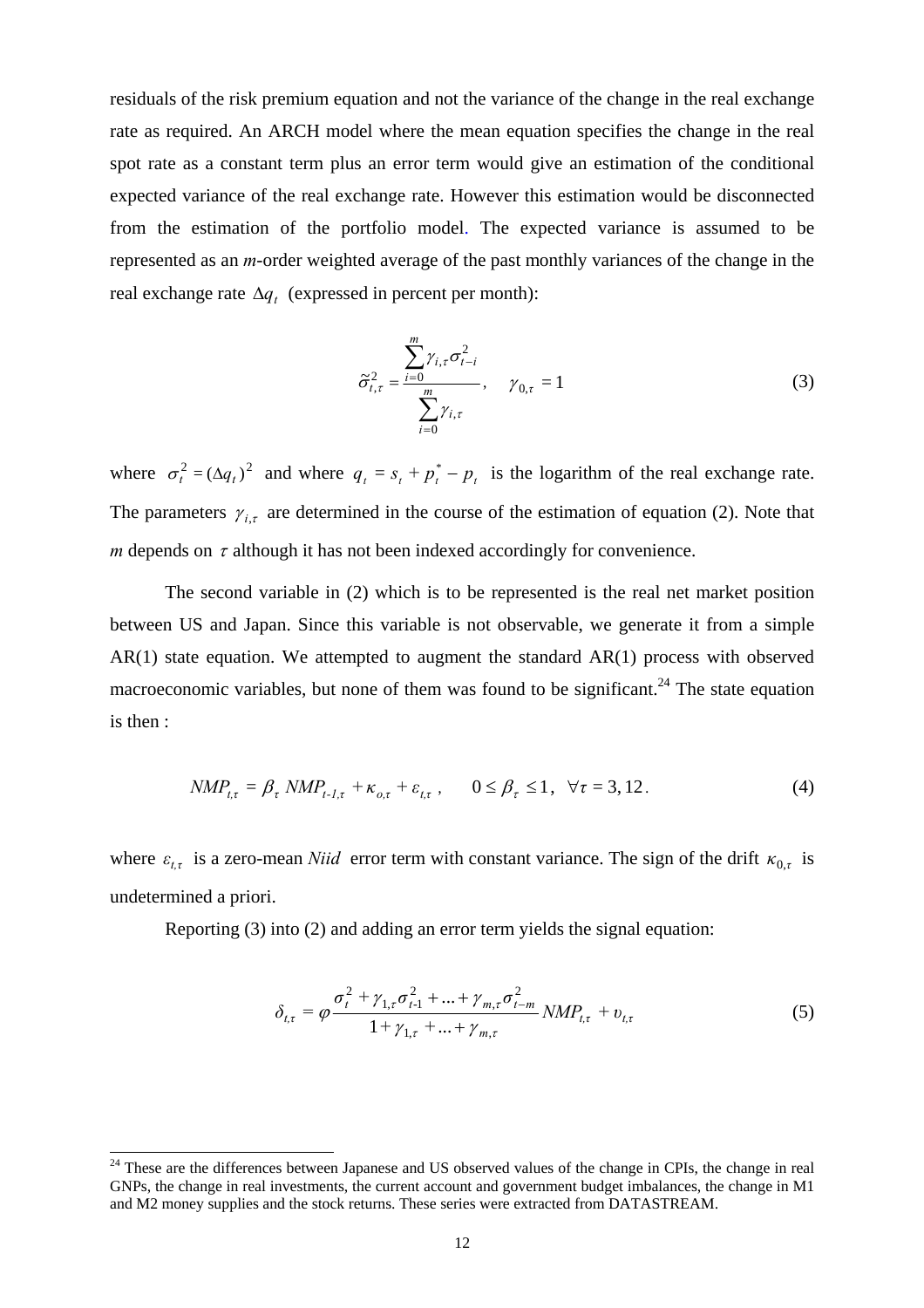residuals of the risk premium equation and not the variance of the change in the real exchange rate as required. An ARCH model where the mean equation specifies the change in the real spot rate as a constant term plus an error term would give an estimation of the conditional expected variance of the real exchange rate. However this estimation would be disconnected from the estimation of the portfolio model. The expected variance is assumed to be represented as an *m*-order weighted average of the past monthly variances of the change in the real exchange rate $\Delta q_t$ (expressed in percent per month):

$$\tilde{\sigma}_{t,\tau}^2 = \frac{\sum_{i=0}^{m} \gamma_{i,\tau} \sigma_{t-i}^2}{\sum_{i=0}^{m} \gamma_{i,\tau}}, \quad \gamma_{0,\tau} = 1 \tag{3}$$

where $\sigma_t^2 = (\Delta q_t)^2$ and where $q_t = s_t + p_t^* - p_t$ is the logarithm of the real exchange rate. The parameters $\gamma_{i,\tau}$ are determined in the course of the estimation of equation (2). Note that $m$ depends on $\tau$ although it has not been indexed accordingly for convenience.

The second variable in (2) which is to be represented is the real net market position between US and Japan. Since this variable is not observable, we generate it from a simple AR(1) state equation. We attempted to augment the standard AR(1) process with observed macroeconomic variables, but none of them was found to be significant.[24] The state equation is then :

$$NMP_{t,\tau} = \beta_\tau \, NMP_{t-1,\tau} + \kappa_{o,\tau} + \varepsilon_{t,\tau} \,, \qquad 0 \le \beta_\tau \le 1 \,, \;\; \forall \tau = 3, 12 \,. \tag{4}$$

where $\varepsilon_{t,\tau}$ is a zero-mean *Niid* error term with constant variance. The sign of the drift $\kappa_{0,\tau}$ is undetermined a priori.

Reporting (3) into (2) and adding an error term yields the signal equation:

$$\delta_{t,\tau} = \varphi \frac{\sigma_t^2 + \gamma_{1,\tau}\sigma_{t-1}^2 + \ldots + \gamma_{m,\tau}\sigma_{t-m}^2}{1 + \gamma_{1,\tau} + \ldots + \gamma_{m,\tau}} NMP_{t,\tau} + \upsilon_{t,\tau} \tag{5}$$

[24] These are the differences between Japanese and US observed values of the change in CPIs, the change in real GNPs, the change in real investments, the current account and government budget imbalances, the change in M1 and M2 money supplies and the stock returns. These series were extracted from DATASTREAM.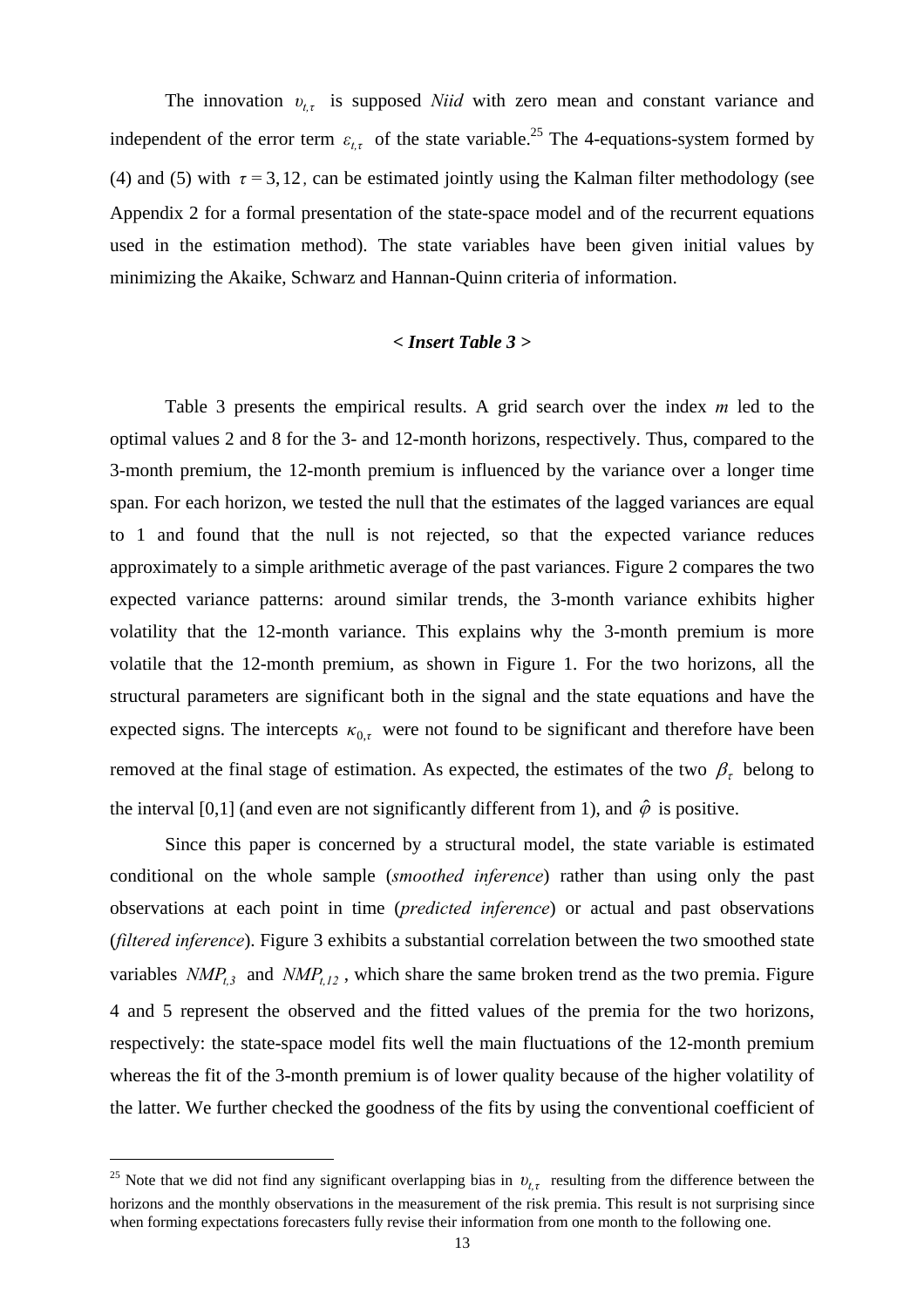The innovation $\upsilon_{t,\tau}$ is supposed *Niid* with zero mean and constant variance and independent of the error term $\varepsilon_{t,\tau}$ of the state variable.[25] The 4-equations-system formed by (4) and (5) with $\tau = 3, 12$, can be estimated jointly using the Kalman filter methodology (see Appendix 2 for a formal presentation of the state-space model and of the recurrent equations used in the estimation method). The state variables have been given initial values by minimizing the Akaike, Schwarz and Hannan-Quinn criteria of information.

***< Insert Table 3 >***

Table 3 presents the empirical results. A grid search over the index *m* led to the optimal values 2 and 8 for the 3- and 12-month horizons, respectively. Thus, compared to the 3-month premium, the 12-month premium is influenced by the variance over a longer time span. For each horizon, we tested the null that the estimates of the lagged variances are equal to 1 and found that the null is not rejected, so that the expected variance reduces approximately to a simple arithmetic average of the past variances. Figure 2 compares the two expected variance patterns: around similar trends, the 3-month variance exhibits higher volatility that the 12-month variance. This explains why the 3-month premium is more volatile that the 12-month premium, as shown in Figure 1. For the two horizons, all the structural parameters are significant both in the signal and the state equations and have the expected signs. The intercepts $\kappa_{0,\tau}$ were not found to be significant and therefore have been removed at the final stage of estimation. As expected, the estimates of the two $\beta_\tau$ belong to the interval [0,1] (and even are not significantly different from 1), and $\hat{\varphi}$ is positive.

Since this paper is concerned by a structural model, the state variable is estimated conditional on the whole sample (*smoothed inference*) rather than using only the past observations at each point in time (*predicted inference*) or actual and past observations (*filtered inference*). Figure 3 exhibits a substantial correlation between the two smoothed state variables $NMP_{t,3}$ and $NMP_{t,12}$, which share the same broken trend as the two premia. Figure 4 and 5 represent the observed and the fitted values of the premia for the two horizons, respectively: the state-space model fits well the main fluctuations of the 12-month premium whereas the fit of the 3-month premium is of lower quality because of the higher volatility of the latter. We further checked the goodness of the fits by using the conventional coefficient of

---

[25] Note that we did not find any significant overlapping bias in $\upsilon_{t,\tau}$ resulting from the difference between the horizons and the monthly observations in the measurement of the risk premia. This result is not surprising since when forming expectations forecasters fully revise their information from one month to the following one.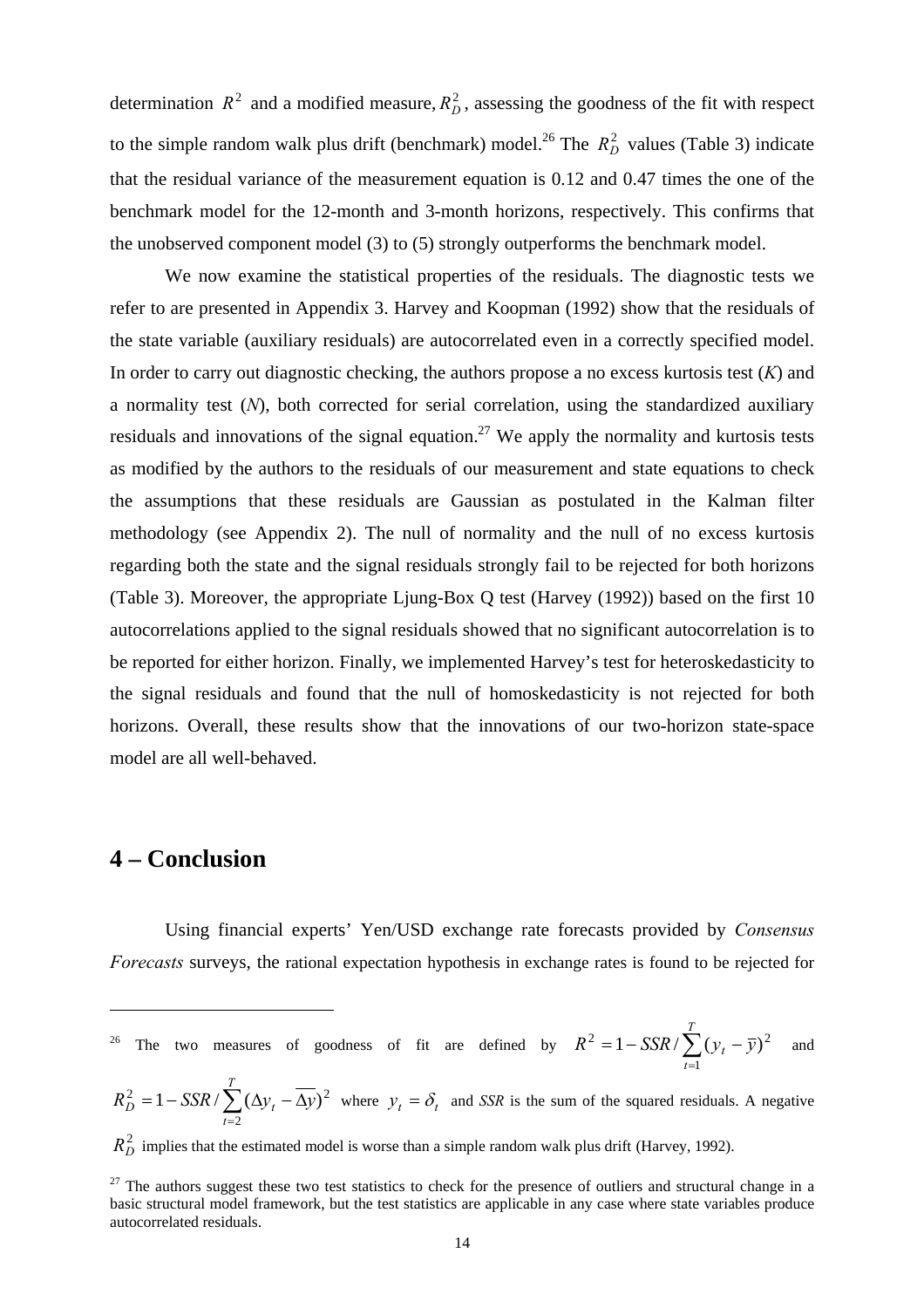determination $R^2$ and a modified measure, $R_D^2$, assessing the goodness of the fit with respect to the simple random walk plus drift (benchmark) model.[26] The $R_D^2$ values (Table 3) indicate that the residual variance of the measurement equation is 0.12 and 0.47 times the one of the benchmark model for the 12-month and 3-month horizons, respectively. This confirms that the unobserved component model (3) to (5) strongly outperforms the benchmark model.

We now examine the statistical properties of the residuals. The diagnostic tests we refer to are presented in Appendix 3. Harvey and Koopman (1992) show that the residuals of the state variable (auxiliary residuals) are autocorrelated even in a correctly specified model. In order to carry out diagnostic checking, the authors propose a no excess kurtosis test (*K*) and a normality test (*N*), both corrected for serial correlation, using the standardized auxiliary residuals and innovations of the signal equation.[27] We apply the normality and kurtosis tests as modified by the authors to the residuals of our measurement and state equations to check the assumptions that these residuals are Gaussian as postulated in the Kalman filter methodology (see Appendix 2). The null of normality and the null of no excess kurtosis regarding both the state and the signal residuals strongly fail to be rejected for both horizons (Table 3). Moreover, the appropriate Ljung-Box Q test (Harvey (1992)) based on the first 10 autocorrelations applied to the signal residuals showed that no significant autocorrelation is to be reported for either horizon. Finally, we implemented Harvey's test for heteroskedasticity to the signal residuals and found that the null of homoskedasticity is not rejected for both horizons. Overall, these results show that the innovations of our two-horizon state-space model are all well-behaved.

## 4 – Conclusion

Using financial experts' Yen/USD exchange rate forecasts provided by *Consensus Forecasts* surveys, the rational expectation hypothesis in exchange rates is found to be rejected for

---

[26] The two measures of goodness of fit are defined by $R^2 = 1 - SSR / \sum_{t=1}^{T} (y_t - \overline{y})^2$ and $R_D^2 = 1 - SSR / \sum_{t=2}^{T} (\Delta y_t - \overline{\Delta y})^2$ where $y_t = \delta_t$ and *SSR* is the sum of the squared residuals. A negative $R_D^2$ implies that the estimated model is worse than a simple random walk plus drift (Harvey, 1992).

[27] The authors suggest these two test statistics to check for the presence of outliers and structural change in a basic structural model framework, but the test statistics are applicable in any case where state variables produce autocorrelated residuals.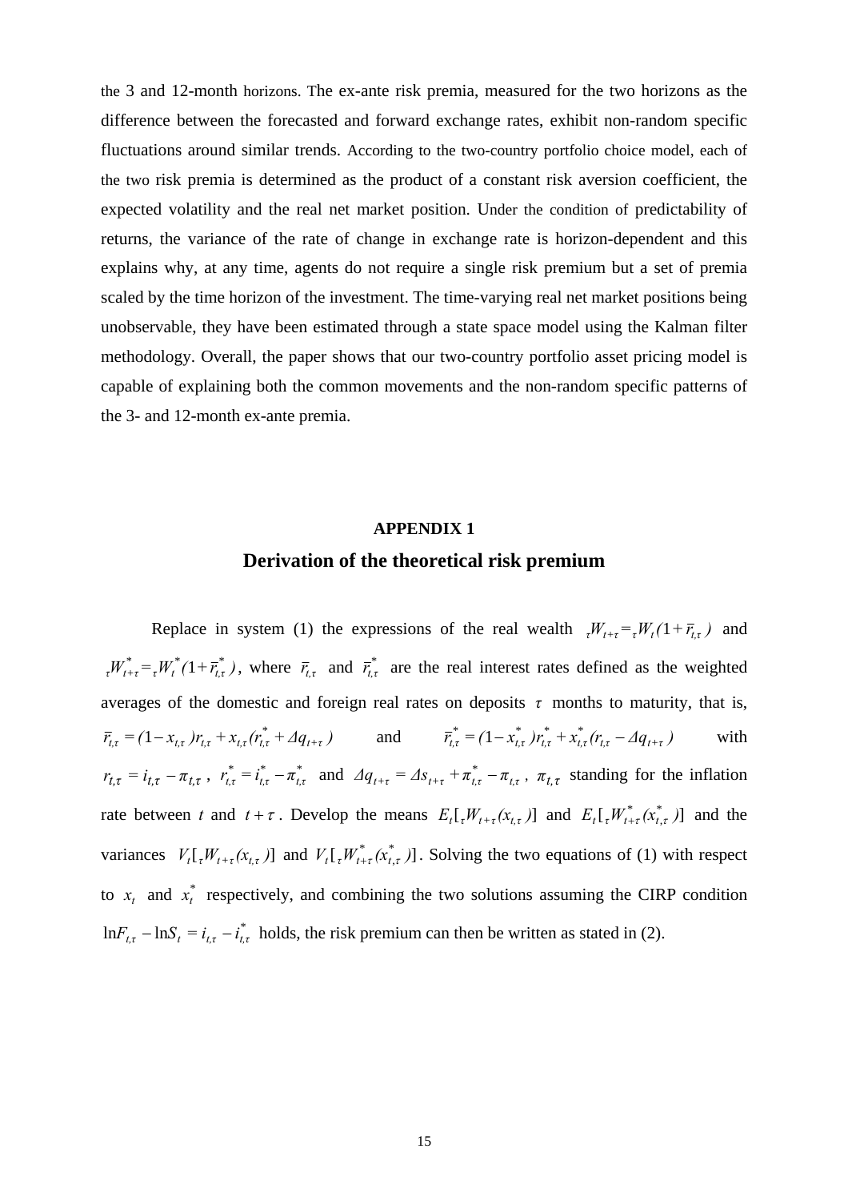the 3 and 12-month horizons. The ex-ante risk premia, measured for the two horizons as the difference between the forecasted and forward exchange rates, exhibit non-random specific fluctuations around similar trends. According to the two-country portfolio choice model, each of the two risk premia is determined as the product of a constant risk aversion coefficient, the expected volatility and the real net market position. Under the condition of predictability of returns, the variance of the rate of change in exchange rate is horizon-dependent and this explains why, at any time, agents do not require a single risk premium but a set of premia scaled by the time horizon of the investment. The time-varying real net market positions being unobservable, they have been estimated through a state space model using the Kalman filter methodology. Overall, the paper shows that our two-country portfolio asset pricing model is capable of explaining both the common movements and the non-random specific patterns of the 3- and 12-month ex-ante premia.

## APPENDIX 1

## Derivation of the theoretical risk premium

Replace in system (1) the expressions of the real wealth ${}_{\tau}W_{t+\tau} = {}_{\tau}W_t(1+\bar{r}_{t,\tau})$ and ${}_{\tau}W^*_{t+\tau} = {}_{\tau}W^*_t(1+\bar{r}^*_{t,\tau})$, where $\bar{r}_{t,\tau}$ and $\bar{r}^*_{t,\tau}$ are the real interest rates defined as the weighted averages of the domestic and foreign real rates on deposits $\tau$ months to maturity, that is, $\bar{r}_{t,\tau} = (1-x_{t,\tau})r_{t,\tau} + x_{t,\tau}(r^*_{t,\tau} + \Delta q_{t+\tau})$ and $\bar{r}^*_{t,\tau} = (1-x^*_{t,\tau})r^*_{t,\tau} + x^*_{t,\tau}(r_{t,\tau} - \Delta q_{t+\tau})$ with $r_{t,\tau} = i_{t,\tau} - \pi_{t,\tau}$, $r^*_{t,\tau} = i^*_{t,\tau} - \pi^*_{t,\tau}$ and $\Delta q_{t+\tau} = \Delta s_{t+\tau} + \pi^*_{t,\tau} - \pi_{t,\tau}$, $\pi_{t,\tau}$ standing for the inflation rate between $t$ and $t+\tau$. Develop the means $E_t[{}_{\tau}W_{t+\tau}(x_{t,\tau})]$ and $E_t[{}_{\tau}W^*_{t+\tau}(x^*_{t,\tau})]$ and the variances $V_t[{}_{\tau}W_{t+\tau}(x_{t,\tau})]$ and $V_t[{}_{\tau}W^*_{t+\tau}(x^*_{t,\tau})]$. Solving the two equations of (1) with respect to $x_t$ and $x^*_t$ respectively, and combining the two solutions assuming the CIRP condition $\ln F_{t,\tau} - \ln S_t = i_{t,\tau} - i^*_{t,\tau}$ holds, the risk premium can then be written as stated in (2).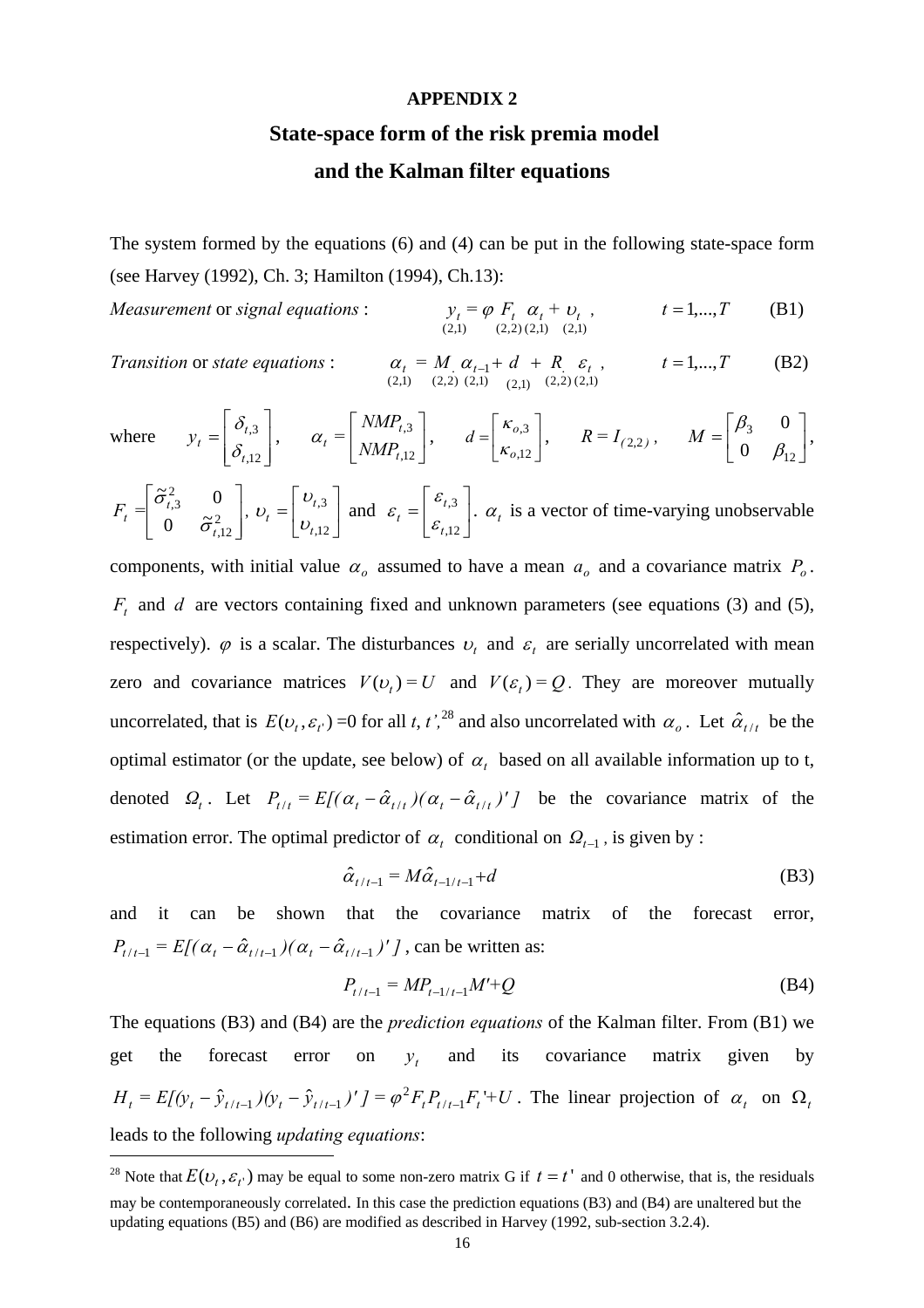**APPENDIX 2**

## State-space form of the risk premia model and the Kalman filter equations

The system formed by the equations (6) and (4) can be put in the following state-space form (see Harvey (1992), Ch. 3; Hamilton (1994), Ch.13):

*Measurement* or *signal equations* :

$$\underset{(2,1)}{y_t} = \varphi \underset{(2,2)}{F_t} \underset{(2,1)}{\alpha_t} + \underset{(2,1)}{\upsilon_t}, \qquad t = 1,...,T \qquad \text{(B1)}$$

*Transition* or *state equations* :

$$\underset{(2,1)}{\alpha_t} = \underset{(2,2)}{M} \cdot \underset{(2,1)}{\alpha_{t-1}} + \underset{(2,1)}{d} + \underset{(2,2)}{R} \cdot \underset{(2,1)}{\varepsilon_t}, \qquad t = 1,...,T \qquad \text{(B2)}$$

where $y_t = \begin{bmatrix} \delta_{t,3} \\ \delta_{t,12} \end{bmatrix}$, $\alpha_t = \begin{bmatrix} NMP_{t,3} \\ NMP_{t,12} \end{bmatrix}$, $d = \begin{bmatrix} \kappa_{o,3} \\ \kappa_{o,12} \end{bmatrix}$, $R = I_{(2,2)}$, $M = \begin{bmatrix} \beta_3 & 0 \\ 0 & \beta_{12} \end{bmatrix}$,

$F_t = \begin{bmatrix} \tilde{\sigma}^2_{t,3} & 0 \\ 0 & \tilde{\sigma}^2_{t,12} \end{bmatrix}$, $\upsilon_t = \begin{bmatrix} \upsilon_{t,3} \\ \upsilon_{t,12} \end{bmatrix}$ and $\varepsilon_t = \begin{bmatrix} \varepsilon_{t,3} \\ \varepsilon_{t,12} \end{bmatrix}$. $\alpha_t$ is a vector of time-varying unobservable components, with initial value $\alpha_o$ assumed to have a mean $a_o$ and a covariance matrix $P_o$. $F_t$ and $d$ are vectors containing fixed and unknown parameters (see equations (3) and (5), respectively). $\varphi$ is a scalar. The disturbances $\upsilon_t$ and $\varepsilon_t$ are serially uncorrelated with mean zero and covariance matrices $V(\upsilon_t) = U$ and $V(\varepsilon_t) = Q$. They are moreover mutually uncorrelated, that is $E(\upsilon_t, \varepsilon_{t'})$ =0 for all *t*, *t'*,[28] and also uncorrelated with $\alpha_o$. Let $\hat{\alpha}_{t/t}$ be the optimal estimator (or the update, see below) of $\alpha_t$ based on all available information up to t, denoted $\Omega_t$. Let $P_{t/t} = E[(\alpha_t - \hat{\alpha}_{t/t})(\alpha_t - \hat{\alpha}_{t/t})']$ be the covariance matrix of the estimation error. The optimal predictor of $\alpha_t$ conditional on $\Omega_{t-1}$, is given by :

$$\hat{\alpha}_{t/t-1} = M\hat{\alpha}_{t-1/t-1} + d \qquad \text{(B3)}$$

and it can be shown that the covariance matrix of the forecast error, $P_{t/t-1} = E[(\alpha_t - \hat{\alpha}_{t/t-1})(\alpha_t - \hat{\alpha}_{t/t-1})']$, can be written as:

$$P_{t/t-1} = MP_{t-1/t-1}M' + Q \qquad \text{(B4)}$$

The equations (B3) and (B4) are the *prediction equations* of the Kalman filter. From (B1) we get the forecast error on $y_t$ and its covariance matrix given by $H_t = E[(y_t - \hat{y}_{t/t-1})(y_t - \hat{y}_{t/t-1})'] = \varphi^2 F_t P_{t/t-1} F_t' + U$. The linear projection of $\alpha_t$ on $\Omega_t$ leads to the following *updating equations*:

---

[28] Note that $E(\upsilon_t, \varepsilon_{t'})$ may be equal to some non-zero matrix G if $t = t'$ and 0 otherwise, that is, the residuals may be contemporaneously correlated. In this case the prediction equations (B3) and (B4) are unaltered but the updating equations (B5) and (B6) are modified as described in Harvey (1992, sub-section 3.2.4).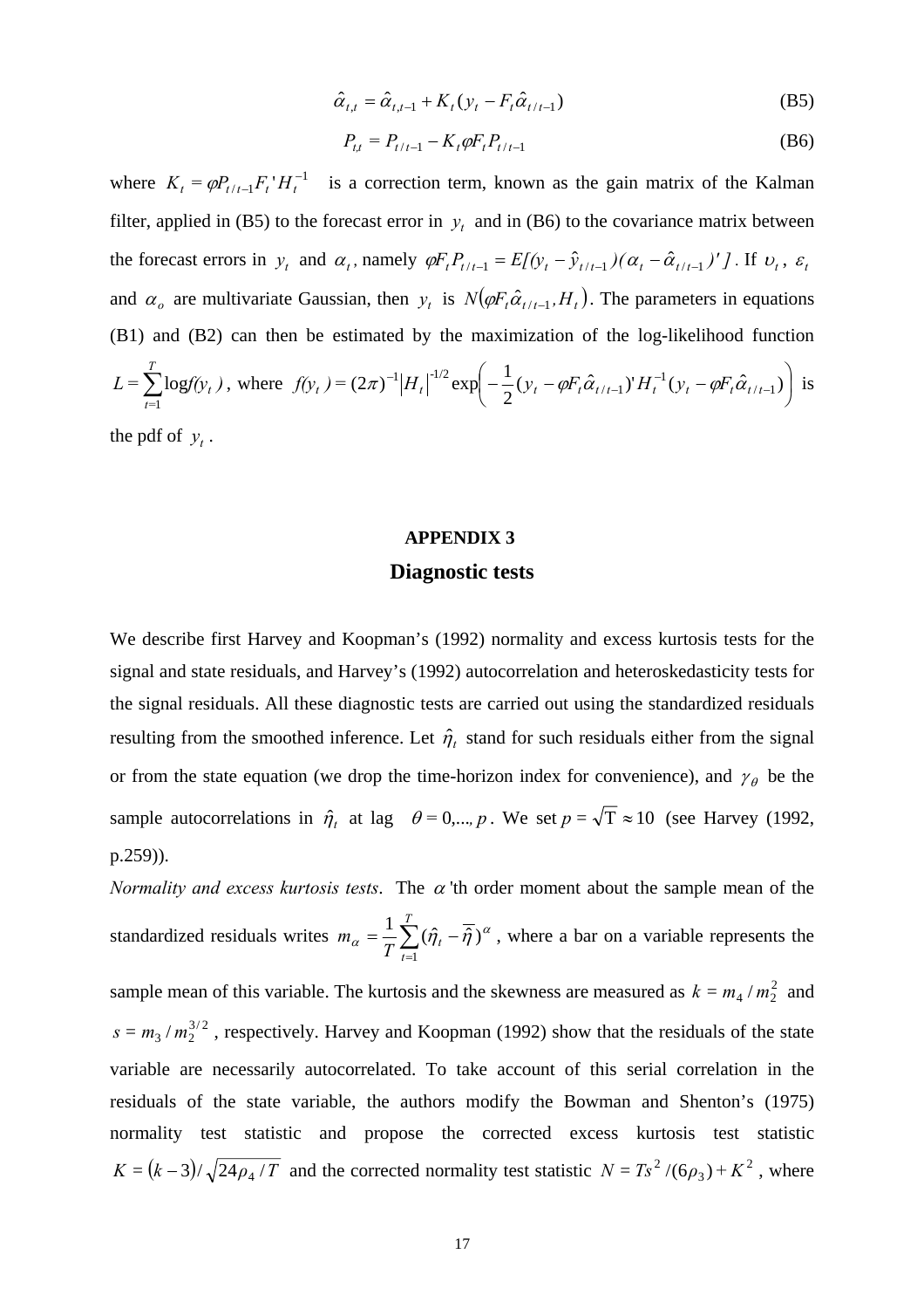$$\hat{\alpha}_{t,t} = \hat{\alpha}_{t,t-1} + K_t (y_t - F_t \hat{\alpha}_{t/t-1}) \tag{B5}$$

$$P_{t,t} = P_{t/t-1} - K_t \varphi F_t P_{t/t-1} \tag{B6}$$

where $K_t = \varphi P_{t/t-1} F_t' H_t^{-1}$ is a correction term, known as the gain matrix of the Kalman filter, applied in (B5) to the forecast error in $y_t$ and in (B6) to the covariance matrix between the forecast errors in $y_t$ and $\alpha_t$, namely $\varphi F_t P_{t/t-1} = E[(y_t - \hat{y}_{t/t-1})(\alpha_t - \hat{\alpha}_{t/t-1})']$. If $\upsilon_t$, $\varepsilon_t$ and $\alpha_o$ are multivariate Gaussian, then $y_t$ is $N(\varphi F_t \hat{\alpha}_{t/t-1}, H_t)$. The parameters in equations (B1) and (B2) can then be estimated by the maximization of the log-likelihood function $L = \sum_{t=1}^{T} \log f(y_t)$, where $f(y_t) = (2\pi)^{-1} |H_t|^{-1/2} \exp\left( -\frac{1}{2} (y_t - \varphi F_t \hat{\alpha}_{t/t-1})' H_t^{-1} (y_t - \varphi F_t \hat{\alpha}_{t/t-1}) \right)$ is the pdf of $y_t$.

## APPENDIX 3

## Diagnostic tests

We describe first Harvey and Koopman's (1992) normality and excess kurtosis tests for the signal and state residuals, and Harvey's (1992) autocorrelation and heteroskedasticity tests for the signal residuals. All these diagnostic tests are carried out using the standardized residuals resulting from the smoothed inference. Let $\hat{\eta}_t$ stand for such residuals either from the signal or from the state equation (we drop the time-horizon index for convenience), and $\gamma_\theta$ be the sample autocorrelations in $\hat{\eta}_t$ at lag $\theta = 0,..., p$. We set $p = \sqrt{T} \approx 10$ (see Harvey (1992, p.259)).

*Normality and excess kurtosis tests*. The $\alpha$'th order moment about the sample mean of the standardized residuals writes $m_\alpha = \frac{1}{T} \sum_{t=1}^{T} (\hat{\eta}_t - \overline{\hat{\eta}})^\alpha$, where a bar on a variable represents the sample mean of this variable. The kurtosis and the skewness are measured as $k = m_4 / m_2^2$ and $s = m_3 / m_2^{3/2}$, respectively. Harvey and Koopman (1992) show that the residuals of the state variable are necessarily autocorrelated. To take account of this serial correlation in the residuals of the state variable, the authors modify the Bowman and Shenton's (1975) normality test statistic and propose the corrected excess kurtosis test statistic $K = (k-3) / \sqrt{24 \rho_4 / T}$ and the corrected normality test statistic $N = Ts^2 / (6\rho_3) + K^2$, where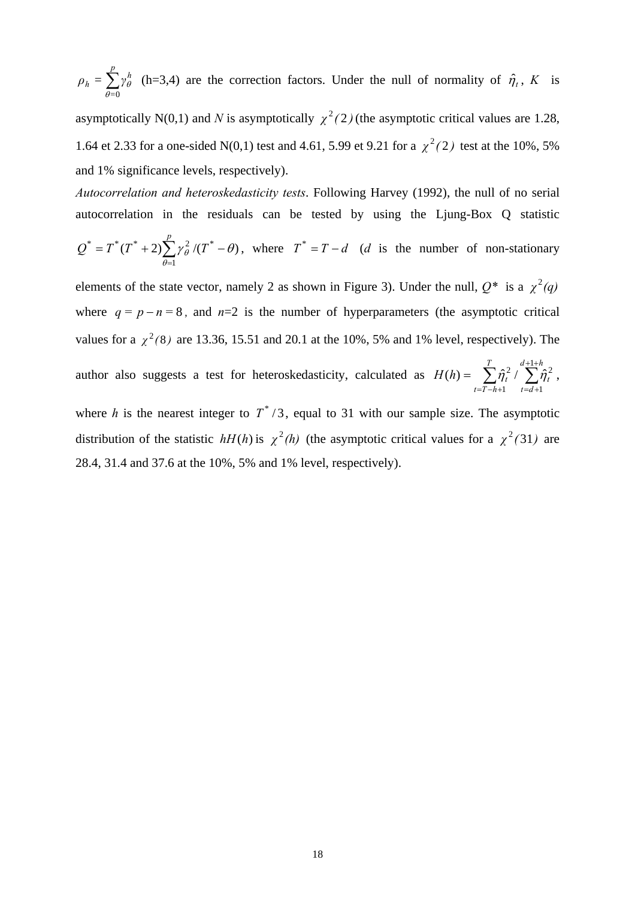$\rho_h = \sum_{\theta=0}^{p} \gamma_\theta^h$ (h=3,4) are the correction factors. Under the null of normality of $\hat{\eta}_t$, $K$ is asymptotically N(0,1) and $N$ is asymptotically $\chi^2(2)$ (the asymptotic critical values are 1.28, 1.64 et 2.33 for a one-sided N(0,1) test and 4.61, 5.99 et 9.21 for a $\chi^2(2)$ test at the 10%, 5% and 1% significance levels, respectively).

*Autocorrelation and heteroskedasticity tests*. Following Harvey (1992), the null of no serial autocorrelation in the residuals can be tested by using the Ljung-Box Q statistic $Q^* = T^*(T^* + 2)\sum_{\theta=1}^{p} \gamma_\theta^2 / (T^* - \theta)$, where $T^* = T - d$ ($d$ is the number of non-stationary elements of the state vector, namely 2 as shown in Figure 3). Under the null, $Q^*$ is a $\chi^2(q)$ where $q = p - n = 8$, and $n$=2 is the number of hyperparameters (the asymptotic critical values for a $\chi^2(8)$ are 13.36, 15.51 and 20.1 at the 10%, 5% and 1% level, respectively). The author also suggests a test for heteroskedasticity, calculated as $H(h) = \sum_{t=T-h+1}^{T} \hat{\eta}_t^2 / \sum_{t=d+1}^{d+1+h} \hat{\eta}_t^2$, where $h$ is the nearest integer to $T^*/3$, equal to 31 with our sample size. The asymptotic distribution of the statistic $hH(h)$ is $\chi^2(h)$ (the asymptotic critical values for a $\chi^2(31)$ are 28.4, 31.4 and 37.6 at the 10%, 5% and 1% level, respectively).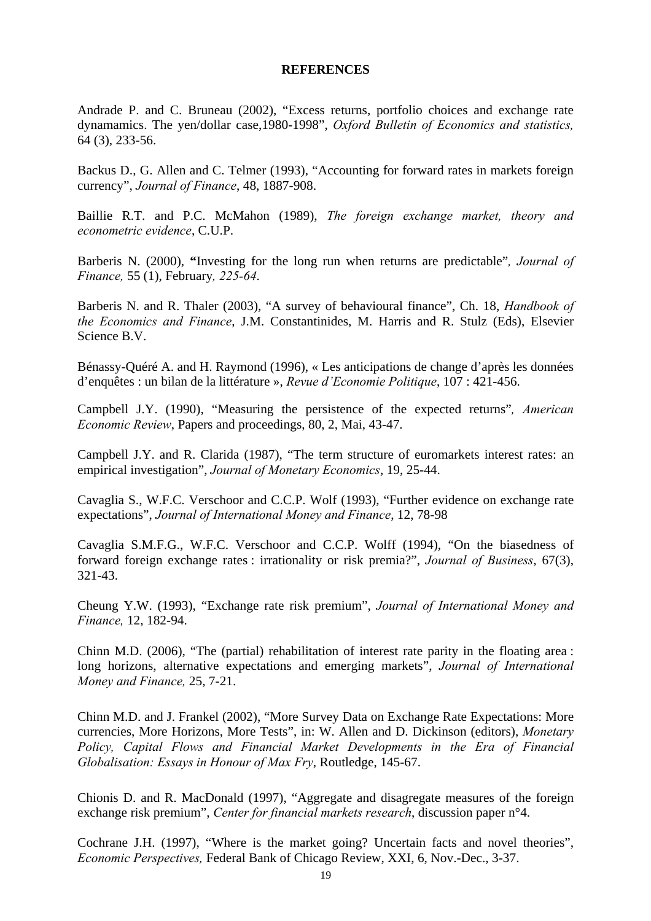**REFERENCES**

Andrade P. and C. Bruneau (2002), "Excess returns, portfolio choices and exchange rate dynamamics. The yen/dollar case,1980-1998", *Oxford Bulletin of Economics and statistics,* 64 (3), 233-56.

Backus D., G. Allen and C. Telmer (1993), "Accounting for forward rates in markets foreign currency", *Journal of Finance*, 48, 1887-908.

Baillie R.T. and P.C. McMahon (1989), *The foreign exchange market, theory and econometric evidence*, C.U.P.

Barberis N. (2000), **"**Investing for the long run when returns are predictable"*, Journal of Finance,* 55 (1), February*, 225-64*.

Barberis N. and R. Thaler (2003), "A survey of behavioural finance", Ch. 18, *Handbook of the Economics and Finance*, J.M. Constantinides, M. Harris and R. Stulz (Eds), Elsevier Science B.V.

Bénassy-Quéré A. and H. Raymond (1996), « Les anticipations de change d'après les données d'enquêtes : un bilan de la littérature », *Revue d'Economie Politique*, 107 : 421-456.

Campbell J.Y. (1990), "Measuring the persistence of the expected returns"*, American Economic Review*, Papers and proceedings, 80, 2, Mai, 43-47.

Campbell J.Y. and R. Clarida (1987), "The term structure of euromarkets interest rates: an empirical investigation", *Journal of Monetary Economics*, 19, 25-44.

Cavaglia S., W.F.C. Verschoor and C.C.P. Wolf (1993), "Further evidence on exchange rate expectations", *Journal of International Money and Finance*, 12, 78-98

Cavaglia S.M.F.G., W.F.C. Verschoor and C.C.P. Wolff (1994), "On the biasedness of forward foreign exchange rates : irrationality or risk premia?", *Journal of Business*, 67(3), 321-43.

Cheung Y.W. (1993), "Exchange rate risk premium", *Journal of International Money and Finance,* 12, 182-94.

Chinn M.D. (2006), "The (partial) rehabilitation of interest rate parity in the floating area : long horizons, alternative expectations and emerging markets", *Journal of International Money and Finance,* 25, 7-21.

Chinn M.D. and J. Frankel (2002), "More Survey Data on Exchange Rate Expectations: More currencies, More Horizons, More Tests", in: W. Allen and D. Dickinson (editors), *Monetary Policy, Capital Flows and Financial Market Developments in the Era of Financial Globalisation: Essays in Honour of Max Fry*, Routledge, 145-67.

Chionis D. and R. MacDonald (1997), "Aggregate and disagregate measures of the foreign exchange risk premium", *Center for financial markets research*, discussion paper n°4.

Cochrane J.H. (1997), "Where is the market going? Uncertain facts and novel theories", *Economic Perspectives,* Federal Bank of Chicago Review, XXI, 6, Nov.-Dec., 3-37.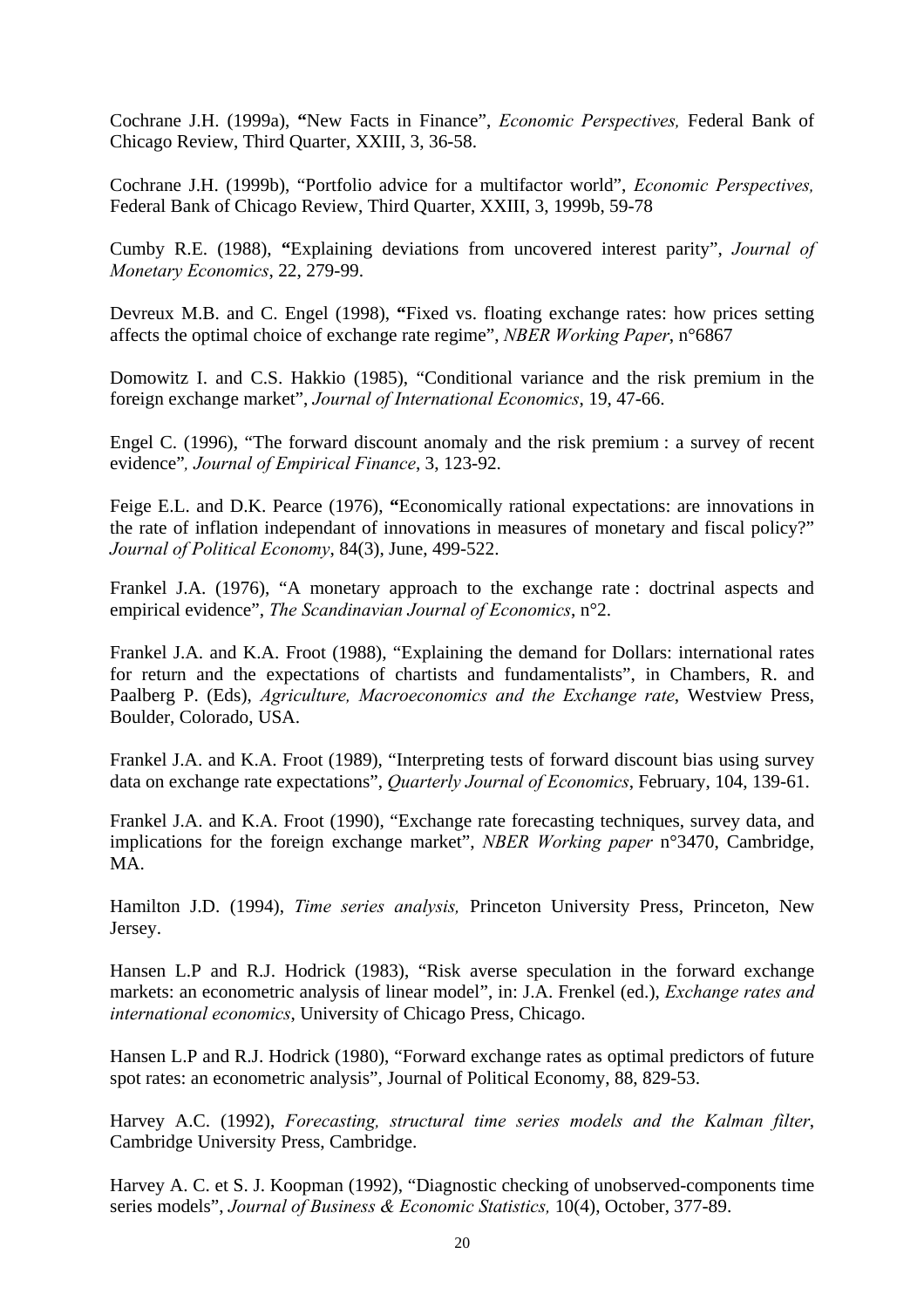Cochrane J.H. (1999a), "New Facts in Finance", *Economic Perspectives,* Federal Bank of Chicago Review, Third Quarter, XXIII, 3, 36-58.

Cochrane J.H. (1999b), "Portfolio advice for a multifactor world", *Economic Perspectives,* Federal Bank of Chicago Review, Third Quarter, XXIII, 3, 1999b, 59-78

Cumby R.E. (1988), "Explaining deviations from uncovered interest parity", *Journal of Monetary Economics*, 22, 279-99.

Devreux M.B. and C. Engel (1998), "Fixed vs. floating exchange rates: how prices setting affects the optimal choice of exchange rate regime", *NBER Working Paper*, n°6867

Domowitz I. and C.S. Hakkio (1985), "Conditional variance and the risk premium in the foreign exchange market", *Journal of International Economics*, 19, 47-66.

Engel C. (1996), "The forward discount anomaly and the risk premium : a survey of recent evidence"*, Journal of Empirical Finance*, 3, 123-92.

Feige E.L. and D.K. Pearce (1976), "Economically rational expectations: are innovations in the rate of inflation independant of innovations in measures of monetary and fiscal policy?" *Journal of Political Economy*, 84(3), June, 499-522.

Frankel J.A. (1976), "A monetary approach to the exchange rate : doctrinal aspects and empirical evidence", *The Scandinavian Journal of Economics*, n°2.

Frankel J.A. and K.A. Froot (1988), "Explaining the demand for Dollars: international rates for return and the expectations of chartists and fundamentalists", in Chambers, R. and Paalberg P. (Eds), *Agriculture, Macroeconomics and the Exchange rate*, Westview Press, Boulder, Colorado, USA.

Frankel J.A. and K.A. Froot (1989), "Interpreting tests of forward discount bias using survey data on exchange rate expectations", *Quarterly Journal of Economics*, February, 104, 139-61.

Frankel J.A. and K.A. Froot (1990), "Exchange rate forecasting techniques, survey data, and implications for the foreign exchange market", *NBER Working paper* n°3470, Cambridge, MA.

Hamilton J.D. (1994), *Time series analysis,* Princeton University Press, Princeton, New Jersey.

Hansen L.P and R.J. Hodrick (1983), "Risk averse speculation in the forward exchange markets: an econometric analysis of linear model", in: J.A. Frenkel (ed.), *Exchange rates and international economics*, University of Chicago Press, Chicago.

Hansen L.P and R.J. Hodrick (1980), "Forward exchange rates as optimal predictors of future spot rates: an econometric analysis", Journal of Political Economy, 88, 829-53.

Harvey A.C. (1992), *Forecasting, structural time series models and the Kalman filter*, Cambridge University Press, Cambridge.

Harvey A. C. et S. J. Koopman (1992), "Diagnostic checking of unobserved-components time series models", *Journal of Business & Economic Statistics,* 10(4), October, 377-89.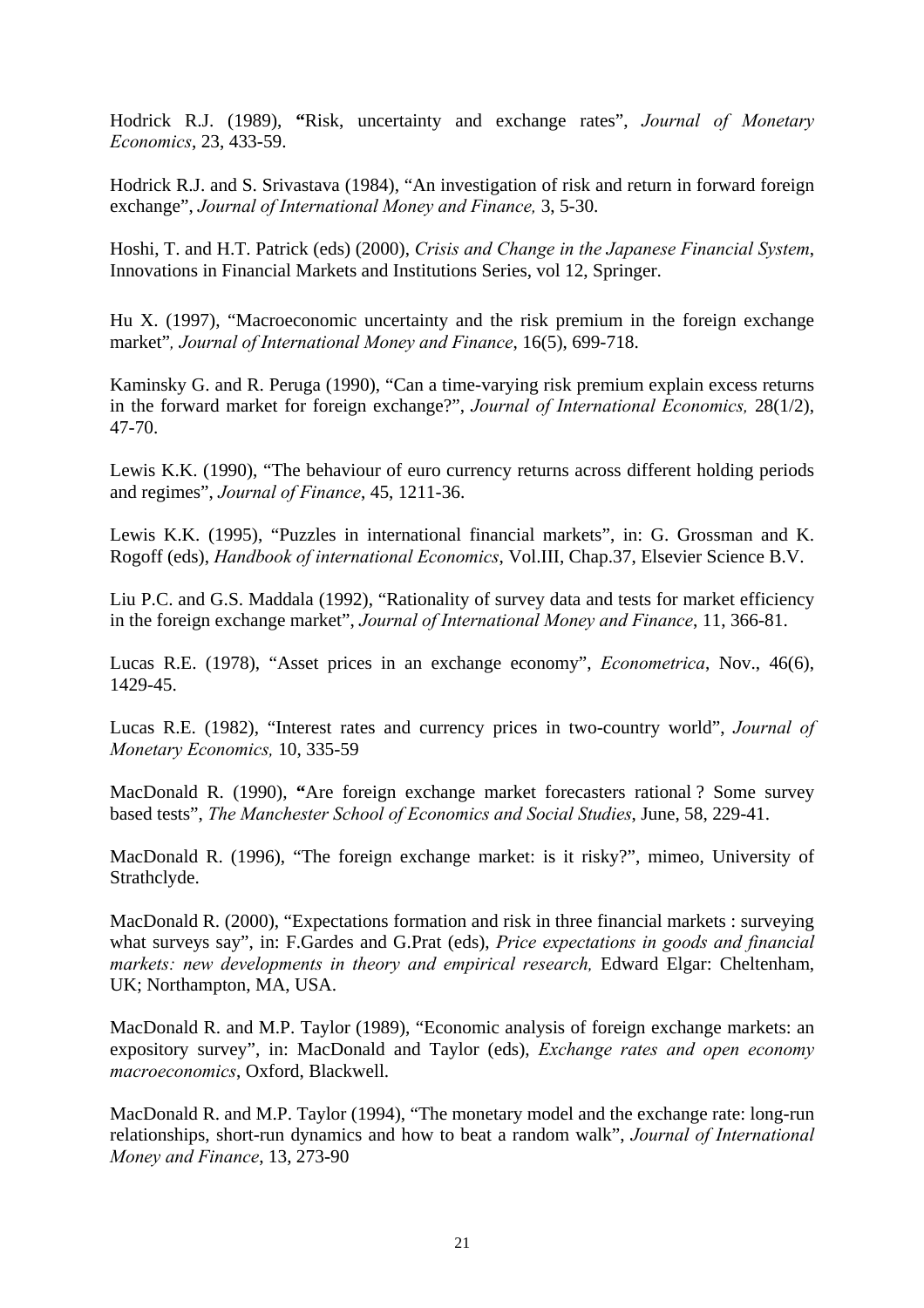Hodrick R.J. (1989), "Risk, uncertainty and exchange rates", *Journal of Monetary Economics*, 23, 433-59.

Hodrick R.J. and S. Srivastava (1984), "An investigation of risk and return in forward foreign exchange", *Journal of International Money and Finance,* 3, 5-30.

Hoshi, T. and H.T. Patrick (eds) (2000), *Crisis and Change in the Japanese Financial System*, Innovations in Financial Markets and Institutions Series, vol 12, Springer.

Hu X. (1997), "Macroeconomic uncertainty and the risk premium in the foreign exchange market"*, Journal of International Money and Finance*, 16(5), 699-718.

Kaminsky G. and R. Peruga (1990), "Can a time-varying risk premium explain excess returns in the forward market for foreign exchange?", *Journal of International Economics,* 28(1/2), 47-70.

Lewis K.K. (1990), "The behaviour of euro currency returns across different holding periods and regimes", *Journal of Finance*, 45, 1211-36.

Lewis K.K. (1995), "Puzzles in international financial markets", in: G. Grossman and K. Rogoff (eds), *Handbook of international Economics*, Vol.III, Chap.37, Elsevier Science B.V.

Liu P.C. and G.S. Maddala (1992), "Rationality of survey data and tests for market efficiency in the foreign exchange market", *Journal of International Money and Finance*, 11, 366-81.

Lucas R.E. (1978), "Asset prices in an exchange economy", *Econometrica*, Nov., 46(6), 1429-45.

Lucas R.E. (1982), "Interest rates and currency prices in two-country world", *Journal of Monetary Economics,* 10, 335-59

MacDonald R. (1990), "Are foreign exchange market forecasters rational ? Some survey based tests", *The Manchester School of Economics and Social Studies*, June, 58, 229-41.

MacDonald R. (1996), "The foreign exchange market: is it risky?", mimeo, University of Strathclyde.

MacDonald R. (2000), "Expectations formation and risk in three financial markets : surveying what surveys say", in: F.Gardes and G.Prat (eds), *Price expectations in goods and financial markets: new developments in theory and empirical research,* Edward Elgar: Cheltenham, UK; Northampton, MA, USA.

MacDonald R. and M.P. Taylor (1989), "Economic analysis of foreign exchange markets: an expository survey", in: MacDonald and Taylor (eds), *Exchange rates and open economy macroeconomics*, Oxford, Blackwell.

MacDonald R. and M.P. Taylor (1994), "The monetary model and the exchange rate: long-run relationships, short-run dynamics and how to beat a random walk", *Journal of International Money and Finance*, 13, 273-90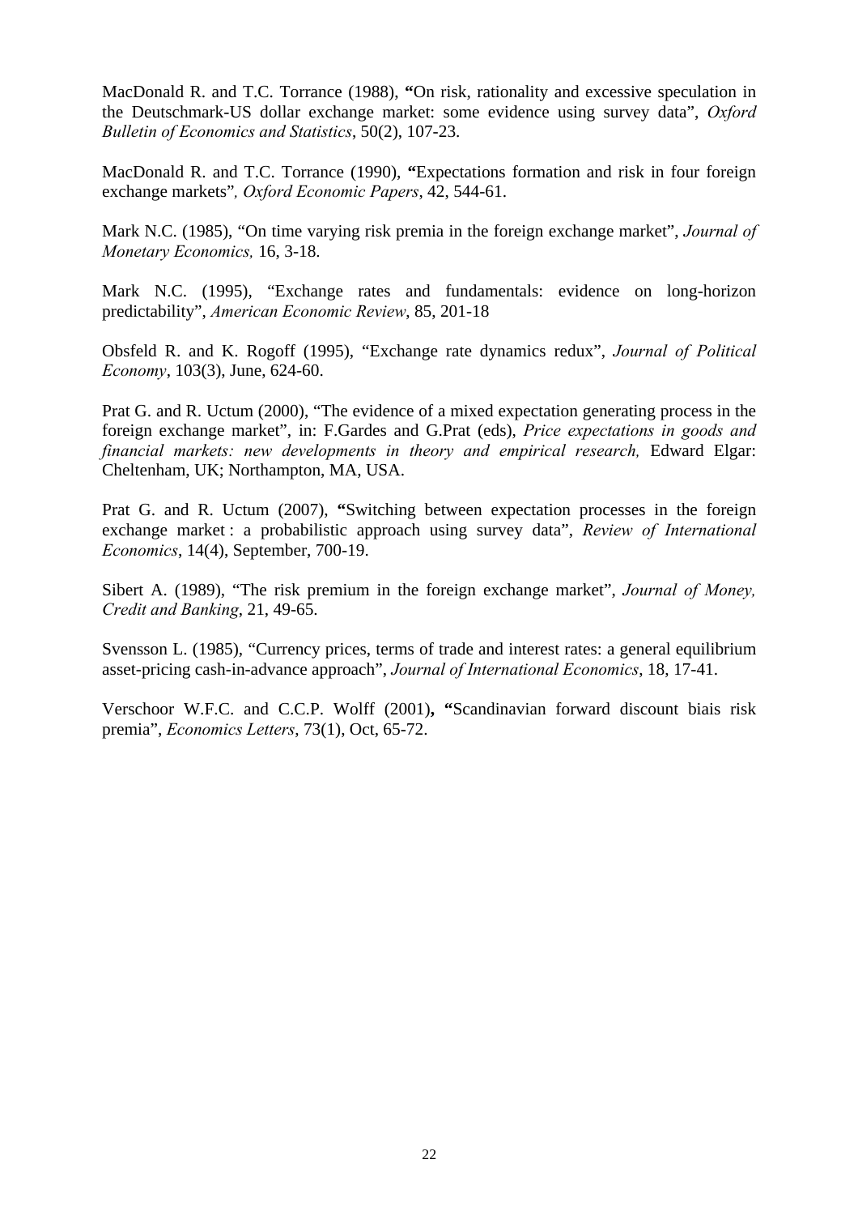MacDonald R. and T.C. Torrance (1988), "On risk, rationality and excessive speculation in the Deutschmark-US dollar exchange market: some evidence using survey data", *Oxford Bulletin of Economics and Statistics*, 50(2), 107-23.

MacDonald R. and T.C. Torrance (1990), "Expectations formation and risk in four foreign exchange markets", *Oxford Economic Papers*, 42, 544-61.

Mark N.C. (1985), "On time varying risk premia in the foreign exchange market", *Journal of Monetary Economics,* 16, 3-18.

Mark N.C. (1995), "Exchange rates and fundamentals: evidence on long-horizon predictability", *American Economic Review*, 85, 201-18

Obsfeld R. and K. Rogoff (1995), "Exchange rate dynamics redux", *Journal of Political Economy*, 103(3), June, 624-60.

Prat G. and R. Uctum (2000), "The evidence of a mixed expectation generating process in the foreign exchange market", in: F.Gardes and G.Prat (eds), *Price expectations in goods and financial markets: new developments in theory and empirical research,* Edward Elgar: Cheltenham, UK; Northampton, MA, USA.

Prat G. and R. Uctum (2007), "Switching between expectation processes in the foreign exchange market : a probabilistic approach using survey data", *Review of International Economics*, 14(4), September, 700-19.

Sibert A. (1989), "The risk premium in the foreign exchange market", *Journal of Money, Credit and Banking*, 21, 49-65.

Svensson L. (1985), "Currency prices, terms of trade and interest rates: a general equilibrium asset-pricing cash-in-advance approach", *Journal of International Economics*, 18, 17-41.

Verschoor W.F.C. and C.C.P. Wolff (2001), "Scandinavian forward discount biais risk premia", *Economics Letters*, 73(1), Oct, 65-72.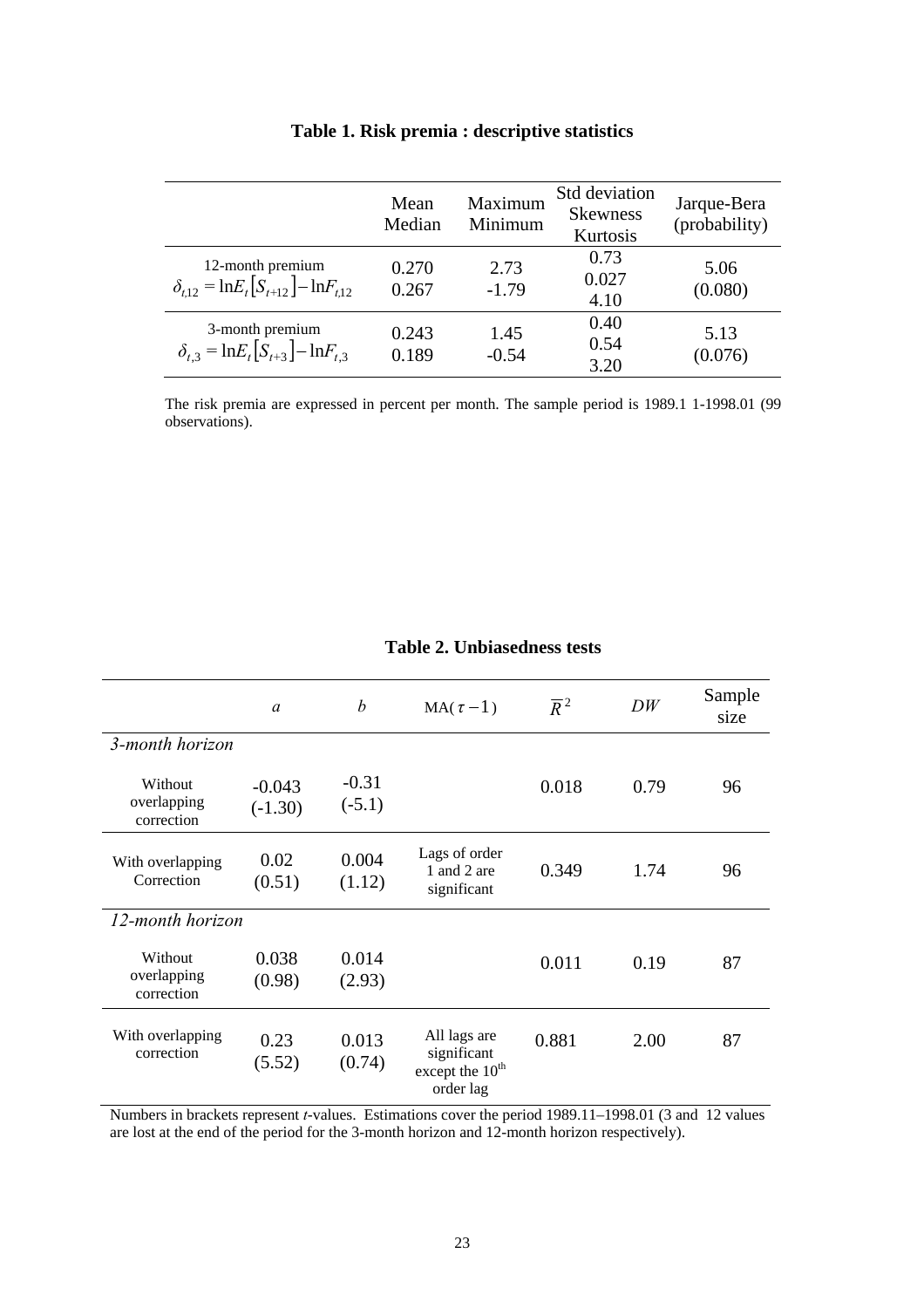**Table 1. Risk premia : descriptive statistics**

| | Mean<br>Median | Maximum<br>Minimum | Std deviation<br>Skewness<br>Kurtosis | Jarque-Bera<br>(probability) |
|---|---|---|---|---|
| 12-month premium<br>$\delta_{t,12} = \ln E_t\left[S_{t+12}\right] - \ln F_{t,12}$ | 0.270<br>0.267 | 2.73<br>-1.79 | 0.73<br>0.027<br>4.10 | 5.06<br>(0.080) |
| 3-month premium<br>$\delta_{t,3} = \ln E_t\left[S_{t+3}\right] - \ln F_{t,3}$ | 0.243<br>0.189 | 1.45<br>-0.54 | 0.40<br>0.54<br>3.20 | 5.13<br>(0.076) |

The risk premia are expressed in percent per month. The sample period is 1989.1 1-1998.01 (99 observations).

**Table 2. Unbiasedness tests**

| | $a$ | $b$ | MA($\tau - 1$) | $\overline{R}^2$ | $DW$ | Sample size |
|---|---|---|---|---|---|---|
| *3-month horizon* | | | | | | |
| Without overlapping correction | -0.043<br>(-1.30) | -0.31<br>(-5.1) | | 0.018 | 0.79 | 96 |
| With overlapping Correction | 0.02<br>(0.51) | 0.004<br>(1.12) | Lags of order 1 and 2 are significant | 0.349 | 1.74 | 96 |
| *12-month horizon* | | | | | | |
| Without overlapping correction | 0.038<br>(0.98) | 0.014<br>(2.93) | | 0.011 | 0.19 | 87 |
| With overlapping correction | 0.23<br>(5.52) | 0.013<br>(0.74) | All lags are significant except the 10th order lag | 0.881 | 2.00 | 87 |

Numbers in brackets represent *t*-values. Estimations cover the period 1989.11–1998.01 (3 and 12 values are lost at the end of the period for the 3-month horizon and 12-month horizon respectively).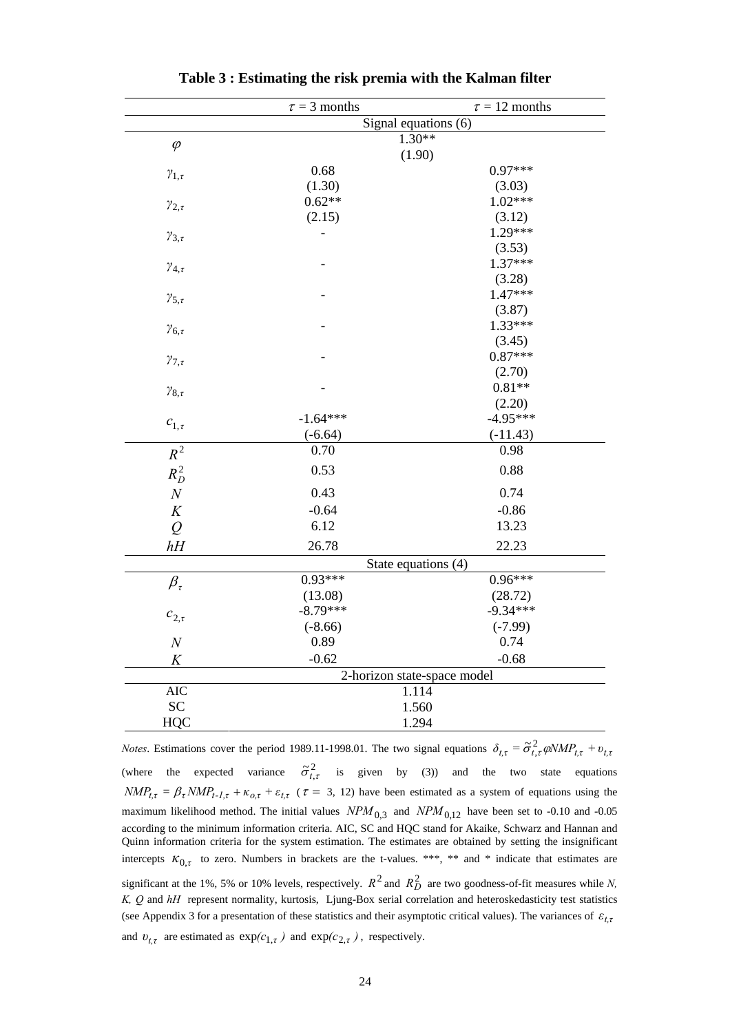**Table 3 : Estimating the risk premia with the Kalman filter**

| | $\tau$ = 3 months | $\tau$ = 12 months |
|---|---|---|
| | Signal equations (6) | |
| $\varphi$ | 1.30** (1.90) | |
| $\gamma_{1,\tau}$ | 0.68 | 0.97*** |
| | (1.30) | (3.03) |
| $\gamma_{2,\tau}$ | 0.62** | 1.02*** |
| | (2.15) | (3.12) |
| $\gamma_{3,\tau}$ | - | 1.29*** |
| | | (3.53) |
| $\gamma_{4,\tau}$ | - | 1.37*** |
| | | (3.28) |
| $\gamma_{5,\tau}$ | - | 1.47*** |
| | | (3.87) |
| $\gamma_{6,\tau}$ | - | 1.33*** |
| | | (3.45) |
| $\gamma_{7,\tau}$ | - | 0.87*** |
| | | (2.70) |
| $\gamma_{8,\tau}$ | - | 0.81** |
| | | (2.20) |
| $c_{1,\tau}$ | -1.64*** | -4.95*** |
| | (-6.64) | (-11.43) |
| $R^2$ | 0.70 | 0.98 |
| $R_D^2$ | 0.53 | 0.88 |
| $N$ | 0.43 | 0.74 |
| $K$ | -0.64 | -0.86 |
| $Q$ | 6.12 | 13.23 |
| $hH$ | 26.78 | 22.23 |
| | State equations (4) | |
| $\beta_\tau$ | 0.93*** | 0.96*** |
| | (13.08) | (28.72) |
| $c_{2,\tau}$ | -8.79*** | -9.34*** |
| | (-8.66) | (-7.99) |
| $N$ | 0.89 | 0.74 |
| $K$ | -0.62 | -0.68 |
| | 2-horizon state-space model | |
| AIC | 1.114 | |
| SC | 1.560 | |
| HQC | 1.294 | |

*Notes*. Estimations cover the period 1989.11-1998.01. The two signal equations $\delta_{t,\tau} = \tilde{\sigma}^2_{t,\tau}\varphi NMP_{t,\tau} + \upsilon_{t,\tau}$ (where the expected variance $\tilde{\sigma}^2_{t,\tau}$ is given by (3)) and the two state equations $NMP_{t,\tau} = \beta_\tau NMP_{t\text{-}1,\tau} + \kappa_{o,\tau} + \varepsilon_{t,\tau}$ ($\tau =$ 3, 12) have been estimated as a system of equations using the maximum likelihood method. The initial values $NPM_{0,3}$ and $NPM_{0,12}$ have been set to -0.10 and -0.05 according to the minimum information criteria. AIC, SC and HQC stand for Akaike, Schwarz and Hannan and Quinn information criteria for the system estimation. The estimates are obtained by setting the insignificant intercepts $\kappa_{0,\tau}$ to zero. Numbers in brackets are the t-values. ***, ** and * indicate that estimates are significant at the 1%, 5% or 10% levels, respectively. $R^2$ and $R_D^2$ are two goodness-of-fit measures while *N, K, Q* and *hH* represent normality, kurtosis, Ljung-Box serial correlation and heteroskedasticity test statistics (see Appendix 3 for a presentation of these statistics and their asymptotic critical values). The variances of $\varepsilon_{t,\tau}$ and $\upsilon_{t,\tau}$ are estimated as $\exp(c_{1,\tau})$ and $\exp(c_{2,\tau})$, respectively.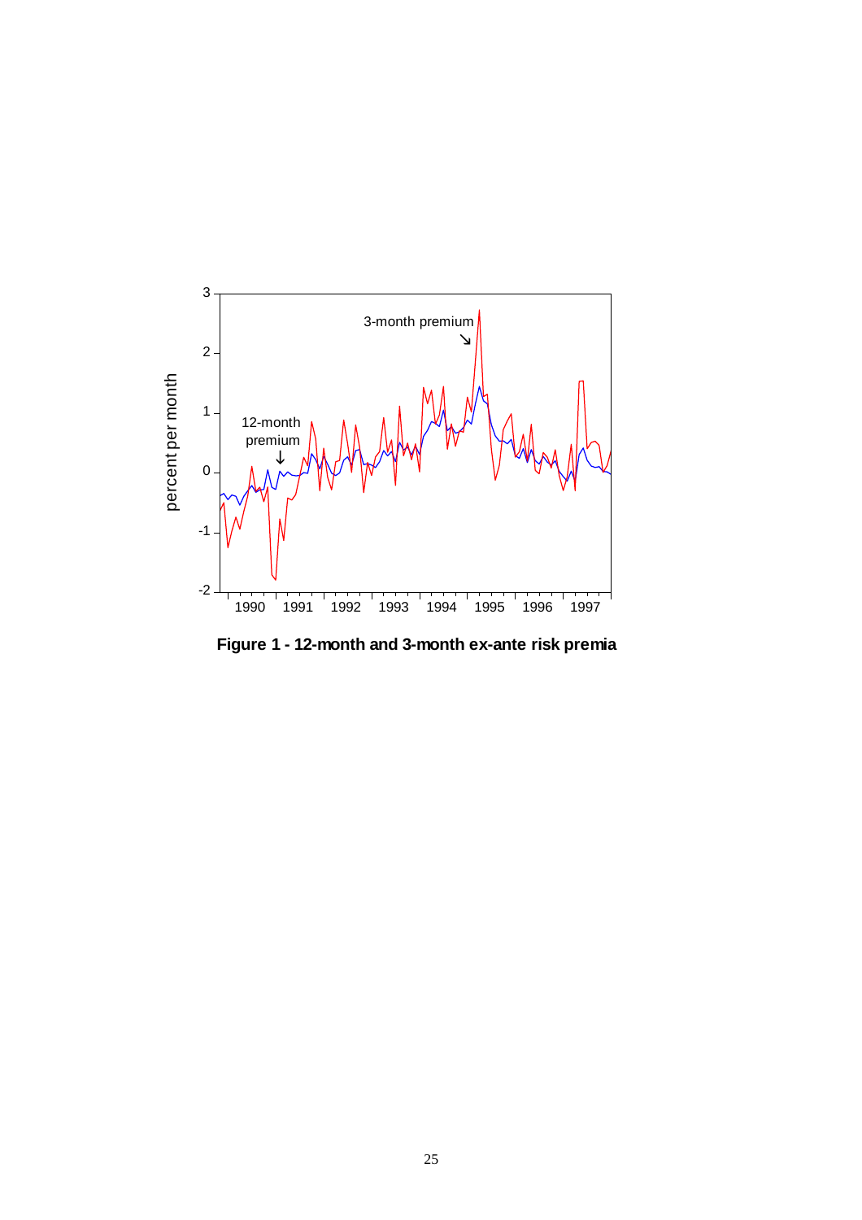**Figure 1 - 12-month and 3-month ex-ante risk premia**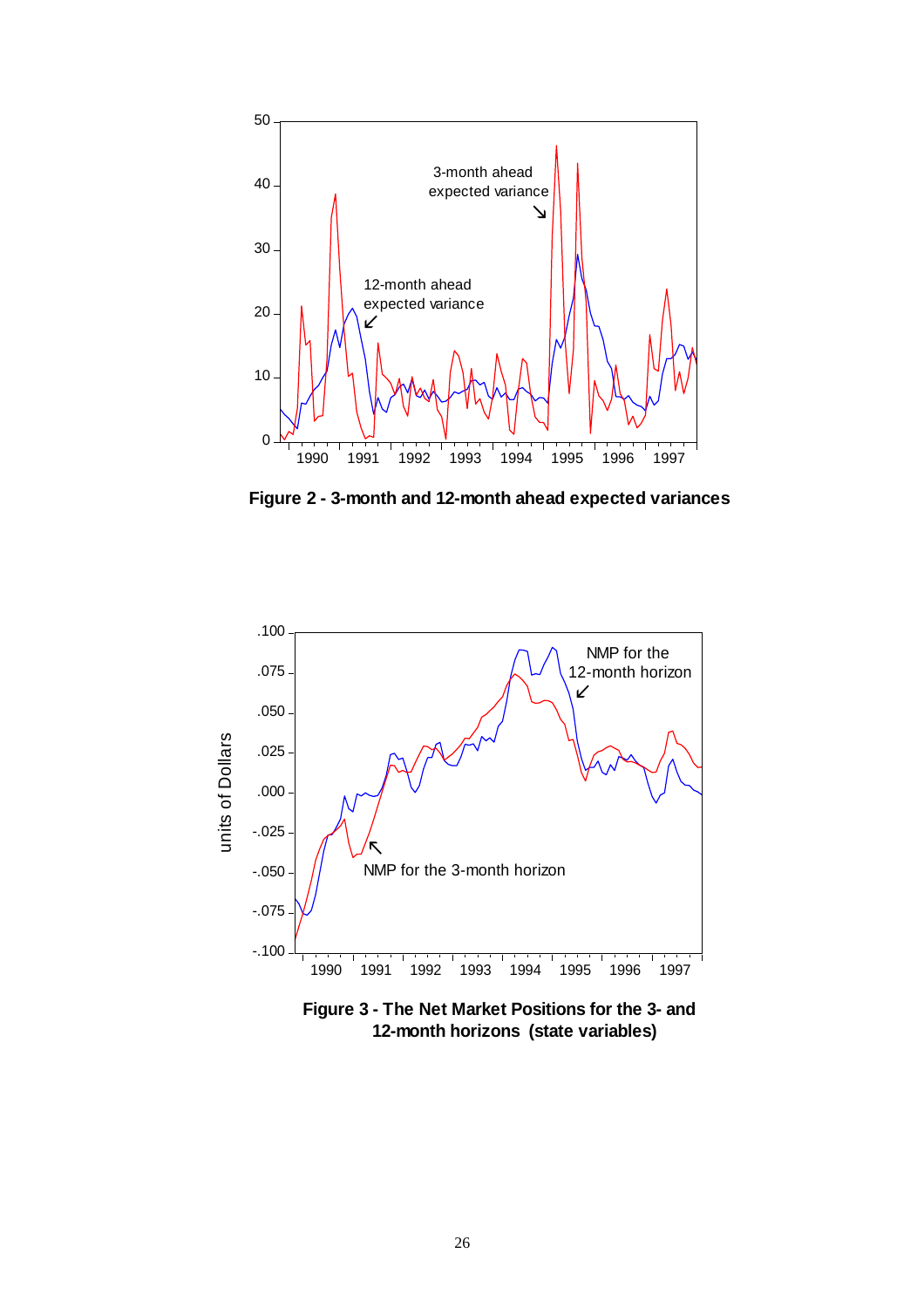**Figure 2 - 3-month and 12-month ahead expected variances**

**Figure 3 - The Net Market Positions for the 3- and 12-month horizons (state variables)**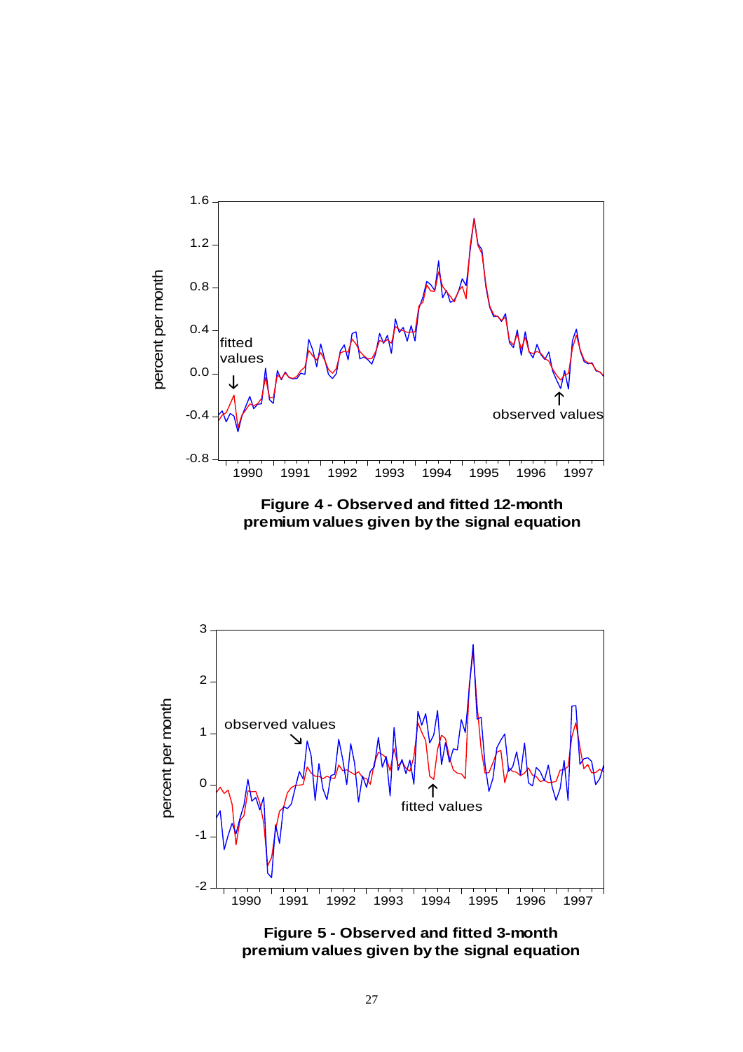percent per month

1.6
1.2
0.8
0.4
0.0
-0.4
-0.8

fitted values

observed values

1990 1991 1992 1993 1994 1995 1996 1997

**Figure 4 - Observed and fitted 12-month premium values given by the signal equation**

percent per month

3
2
1
0
-1
-2

observed values

fitted values

1990 1991 1992 1993 1994 1995 1996 1997

**Figure 5 - Observed and fitted 3-month premium values given by the signal equation**